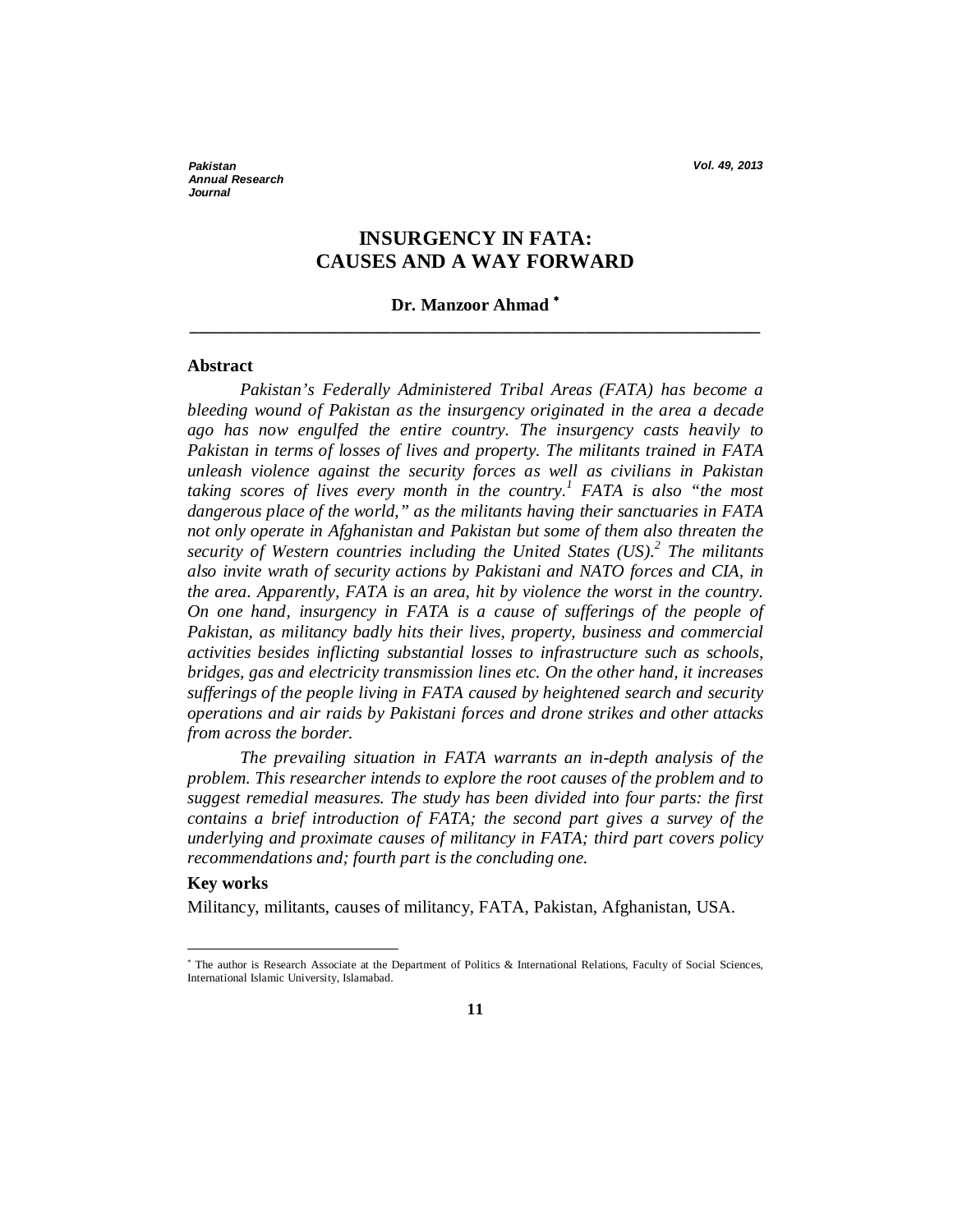# INSURGENCY IN FATA: CAUSES AND A WAY FORWARD

**Dr. Manzoor Ahmad** *

## Abstract

*Pakistan's Federally Administered Tribal Areas (FATA) has become a bleeding wound of Pakistan as the insurgency originated in the area a decade ago has now engulfed the entire country. The insurgency casts heavily to Pakistan in terms of losses of lives and property. The militants trained in FATA unleash violence against the security forces as well as civilians in Pakistan taking scores of lives every month in the country.*[1] *FATA is also "the most dangerous place of the world," as the militants having their sanctuaries in FATA not only operate in Afghanistan and Pakistan but some of them also threaten the security of Western countries including the United States (US).*[2] *The militants also invite wrath of security actions by Pakistani and NATO forces and CIA, in the area. Apparently, FATA is an area, hit by violence the worst in the country. On one hand, insurgency in FATA is a cause of sufferings of the people of Pakistan, as militancy badly hits their lives, property, business and commercial activities besides inflicting substantial losses to infrastructure such as schools, bridges, gas and electricity transmission lines etc. On the other hand, it increases sufferings of the people living in FATA caused by heightened search and security operations and air raids by Pakistani forces and drone strikes and other attacks from across the border.*

*The prevailing situation in FATA warrants an in-depth analysis of the problem. This researcher intends to explore the root causes of the problem and to suggest remedial measures. The study has been divided into four parts: the first contains a brief introduction of FATA; the second part gives a survey of the underlying and proximate causes of militancy in FATA; third part covers policy recommendations and; fourth part is the concluding one.*

**Key works**

Militancy, militants, causes of militancy, FATA, Pakistan, Afghanistan, USA.

---

* The author is Research Associate at the Department of Politics & International Relations, Faculty of Social Sciences, International Islamic University, Islamabad.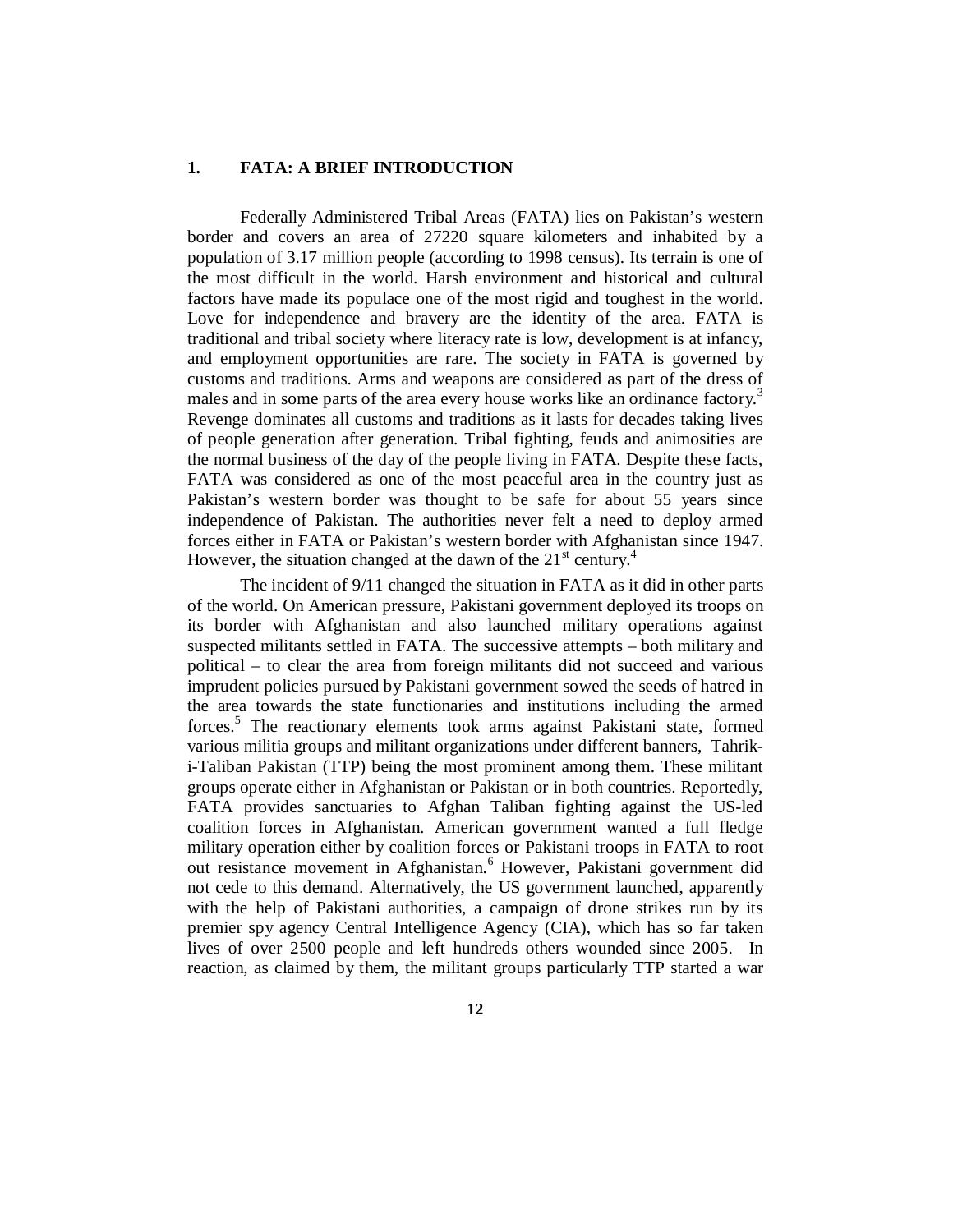## 1. FATA: A BRIEF INTRODUCTION

Federally Administered Tribal Areas (FATA) lies on Pakistan's western border and covers an area of 27220 square kilometers and inhabited by a population of 3.17 million people (according to 1998 census). Its terrain is one of the most difficult in the world. Harsh environment and historical and cultural factors have made its populace one of the most rigid and toughest in the world. Love for independence and bravery are the identity of the area. FATA is traditional and tribal society where literacy rate is low, development is at infancy, and employment opportunities are rare. The society in FATA is governed by customs and traditions. Arms and weapons are considered as part of the dress of males and in some parts of the area every house works like an ordinance factory.[3] Revenge dominates all customs and traditions as it lasts for decades taking lives of people generation after generation. Tribal fighting, feuds and animosities are the normal business of the day of the people living in FATA. Despite these facts, FATA was considered as one of the most peaceful area in the country just as Pakistan's western border was thought to be safe for about 55 years since independence of Pakistan. The authorities never felt a need to deploy armed forces either in FATA or Pakistan's western border with Afghanistan since 1947. However, the situation changed at the dawn of the 21st century.[4]

The incident of 9/11 changed the situation in FATA as it did in other parts of the world. On American pressure, Pakistani government deployed its troops on its border with Afghanistan and also launched military operations against suspected militants settled in FATA. The successive attempts – both military and political – to clear the area from foreign militants did not succeed and various imprudent policies pursued by Pakistani government sowed the seeds of hatred in the area towards the state functionaries and institutions including the armed forces.[5] The reactionary elements took arms against Pakistani state, formed various militia groups and militant organizations under different banners, Tahrik-i-Taliban Pakistan (TTP) being the most prominent among them. These militant groups operate either in Afghanistan or Pakistan or in both countries. Reportedly, FATA provides sanctuaries to Afghan Taliban fighting against the US-led coalition forces in Afghanistan. American government wanted a full fledge military operation either by coalition forces or Pakistani troops in FATA to root out resistance movement in Afghanistan.[6] However, Pakistani government did not cede to this demand. Alternatively, the US government launched, apparently with the help of Pakistani authorities, a campaign of drone strikes run by its premier spy agency Central Intelligence Agency (CIA), which has so far taken lives of over 2500 people and left hundreds others wounded since 2005. In reaction, as claimed by them, the militant groups particularly TTP started a war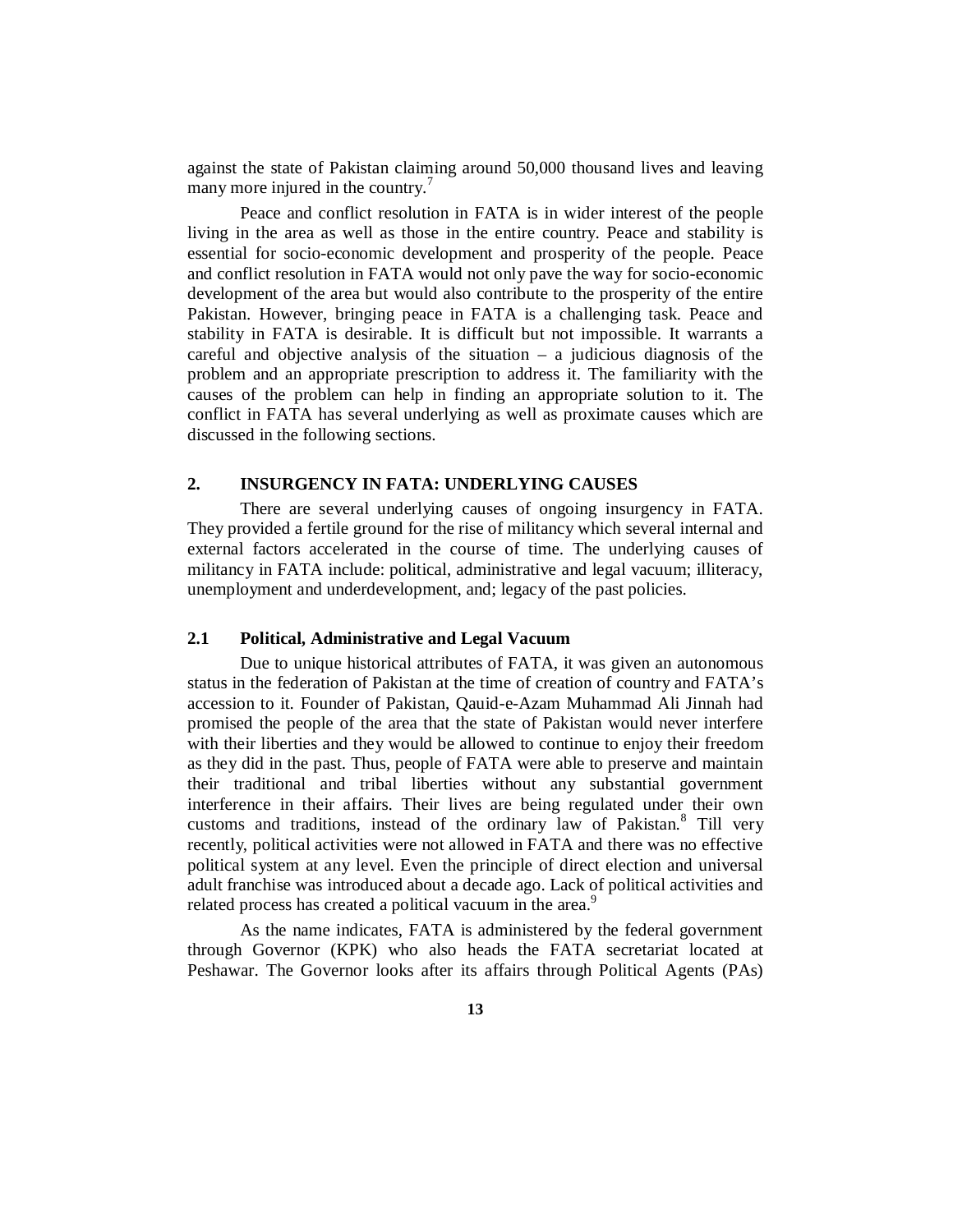against the state of Pakistan claiming around 50,000 thousand lives and leaving many more injured in the country.[7]

Peace and conflict resolution in FATA is in wider interest of the people living in the area as well as those in the entire country. Peace and stability is essential for socio-economic development and prosperity of the people. Peace and conflict resolution in FATA would not only pave the way for socio-economic development of the area but would also contribute to the prosperity of the entire Pakistan. However, bringing peace in FATA is a challenging task. Peace and stability in FATA is desirable. It is difficult but not impossible. It warrants a careful and objective analysis of the situation – a judicious diagnosis of the problem and an appropriate prescription to address it. The familiarity with the causes of the problem can help in finding an appropriate solution to it. The conflict in FATA has several underlying as well as proximate causes which are discussed in the following sections.

## 2. INSURGENCY IN FATA: UNDERLYING CAUSES

There are several underlying causes of ongoing insurgency in FATA. They provided a fertile ground for the rise of militancy which several internal and external factors accelerated in the course of time. The underlying causes of militancy in FATA include: political, administrative and legal vacuum; illiteracy, unemployment and underdevelopment, and; legacy of the past policies.

### 2.1 Political, Administrative and Legal Vacuum

Due to unique historical attributes of FATA, it was given an autonomous status in the federation of Pakistan at the time of creation of country and FATA's accession to it. Founder of Pakistan, Qauid-e-Azam Muhammad Ali Jinnah had promised the people of the area that the state of Pakistan would never interfere with their liberties and they would be allowed to continue to enjoy their freedom as they did in the past. Thus, people of FATA were able to preserve and maintain their traditional and tribal liberties without any substantial government interference in their affairs. Their lives are being regulated under their own customs and traditions, instead of the ordinary law of Pakistan.[8] Till very recently, political activities were not allowed in FATA and there was no effective political system at any level. Even the principle of direct election and universal adult franchise was introduced about a decade ago. Lack of political activities and related process has created a political vacuum in the area.[9]

As the name indicates, FATA is administered by the federal government through Governor (KPK) who also heads the FATA secretariat located at Peshawar. The Governor looks after its affairs through Political Agents (PAs)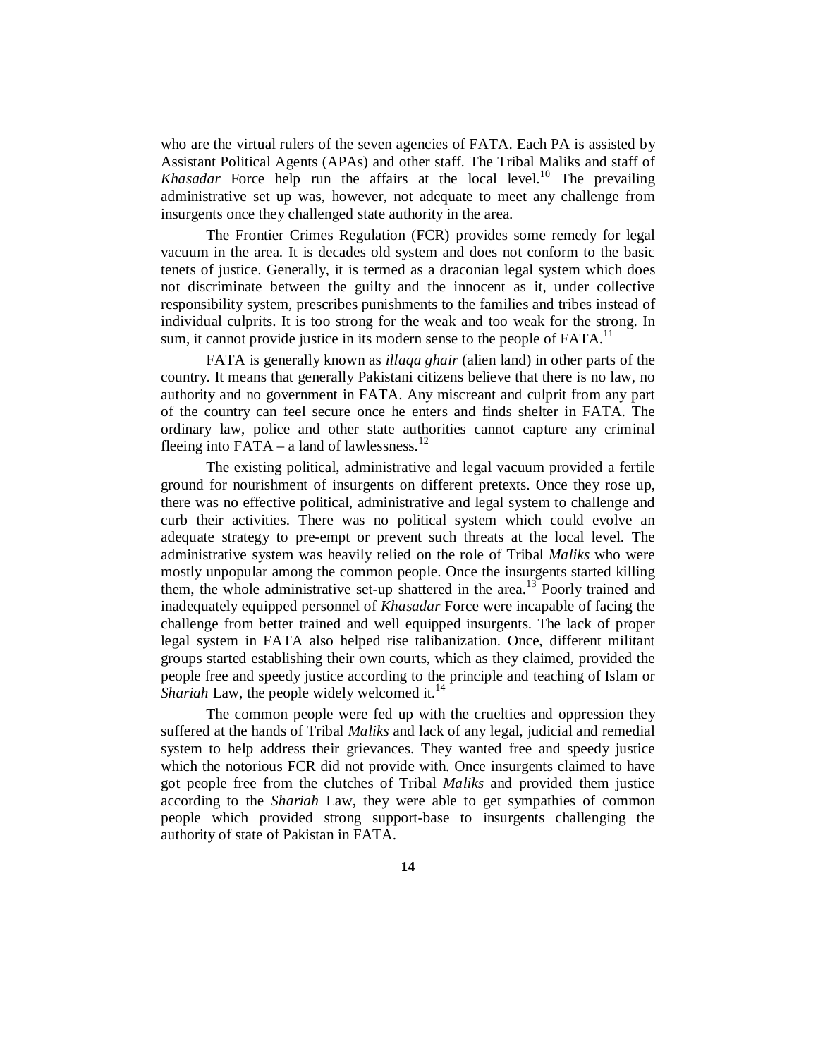who are the virtual rulers of the seven agencies of FATA. Each PA is assisted by Assistant Political Agents (APAs) and other staff. The Tribal Maliks and staff of *Khasadar* Force help run the affairs at the local level.[10] The prevailing administrative set up was, however, not adequate to meet any challenge from insurgents once they challenged state authority in the area.

The Frontier Crimes Regulation (FCR) provides some remedy for legal vacuum in the area. It is decades old system and does not conform to the basic tenets of justice. Generally, it is termed as a draconian legal system which does not discriminate between the guilty and the innocent as it, under collective responsibility system, prescribes punishments to the families and tribes instead of individual culprits. It is too strong for the weak and too weak for the strong. In sum, it cannot provide justice in its modern sense to the people of FATA.[11]

FATA is generally known as *illaqa ghair* (alien land) in other parts of the country. It means that generally Pakistani citizens believe that there is no law, no authority and no government in FATA. Any miscreant and culprit from any part of the country can feel secure once he enters and finds shelter in FATA. The ordinary law, police and other state authorities cannot capture any criminal fleeing into FATA – a land of lawlessness.[12]

The existing political, administrative and legal vacuum provided a fertile ground for nourishment of insurgents on different pretexts. Once they rose up, there was no effective political, administrative and legal system to challenge and curb their activities. There was no political system which could evolve an adequate strategy to pre-empt or prevent such threats at the local level. The administrative system was heavily relied on the role of Tribal *Maliks* who were mostly unpopular among the common people. Once the insurgents started killing them, the whole administrative set-up shattered in the area.[13] Poorly trained and inadequately equipped personnel of *Khasadar* Force were incapable of facing the challenge from better trained and well equipped insurgents. The lack of proper legal system in FATA also helped rise talibanization. Once, different militant groups started establishing their own courts, which as they claimed, provided the people free and speedy justice according to the principle and teaching of Islam or *Shariah* Law, the people widely welcomed it.[14]

The common people were fed up with the cruelties and oppression they suffered at the hands of Tribal *Maliks* and lack of any legal, judicial and remedial system to help address their grievances. They wanted free and speedy justice which the notorious FCR did not provide with. Once insurgents claimed to have got people free from the clutches of Tribal *Maliks* and provided them justice according to the *Shariah* Law, they were able to get sympathies of common people which provided strong support-base to insurgents challenging the authority of state of Pakistan in FATA.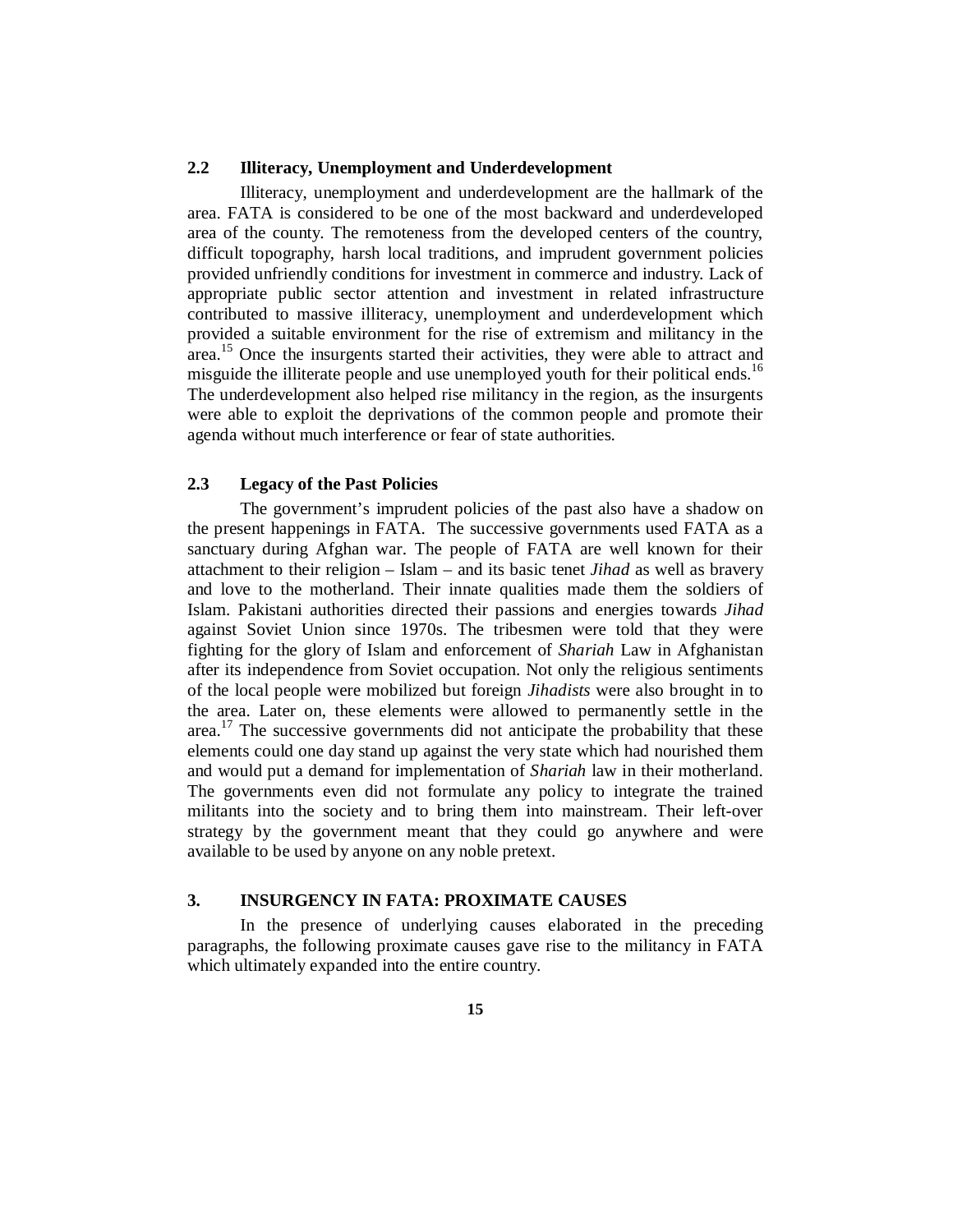### 2.2 Illiteracy, Unemployment and Underdevelopment

Illiteracy, unemployment and underdevelopment are the hallmark of the area. FATA is considered to be one of the most backward and underdeveloped area of the county. The remoteness from the developed centers of the country, difficult topography, harsh local traditions, and imprudent government policies provided unfriendly conditions for investment in commerce and industry. Lack of appropriate public sector attention and investment in related infrastructure contributed to massive illiteracy, unemployment and underdevelopment which provided a suitable environment for the rise of extremism and militancy in the area.[15] Once the insurgents started their activities, they were able to attract and misguide the illiterate people and use unemployed youth for their political ends.[16] The underdevelopment also helped rise militancy in the region, as the insurgents were able to exploit the deprivations of the common people and promote their agenda without much interference or fear of state authorities.

### 2.3 Legacy of the Past Policies

The government's imprudent policies of the past also have a shadow on the present happenings in FATA. The successive governments used FATA as a sanctuary during Afghan war. The people of FATA are well known for their attachment to their religion – Islam – and its basic tenet *Jihad* as well as bravery and love to the motherland. Their innate qualities made them the soldiers of Islam. Pakistani authorities directed their passions and energies towards *Jihad* against Soviet Union since 1970s. The tribesmen were told that they were fighting for the glory of Islam and enforcement of *Shariah* Law in Afghanistan after its independence from Soviet occupation. Not only the religious sentiments of the local people were mobilized but foreign *Jihadists* were also brought in to the area. Later on, these elements were allowed to permanently settle in the area.[17] The successive governments did not anticipate the probability that these elements could one day stand up against the very state which had nourished them and would put a demand for implementation of *Shariah* law in their motherland. The governments even did not formulate any policy to integrate the trained militants into the society and to bring them into mainstream. Their left-over strategy by the government meant that they could go anywhere and were available to be used by anyone on any noble pretext.

## 3. INSURGENCY IN FATA: PROXIMATE CAUSES

In the presence of underlying causes elaborated in the preceding paragraphs, the following proximate causes gave rise to the militancy in FATA which ultimately expanded into the entire country.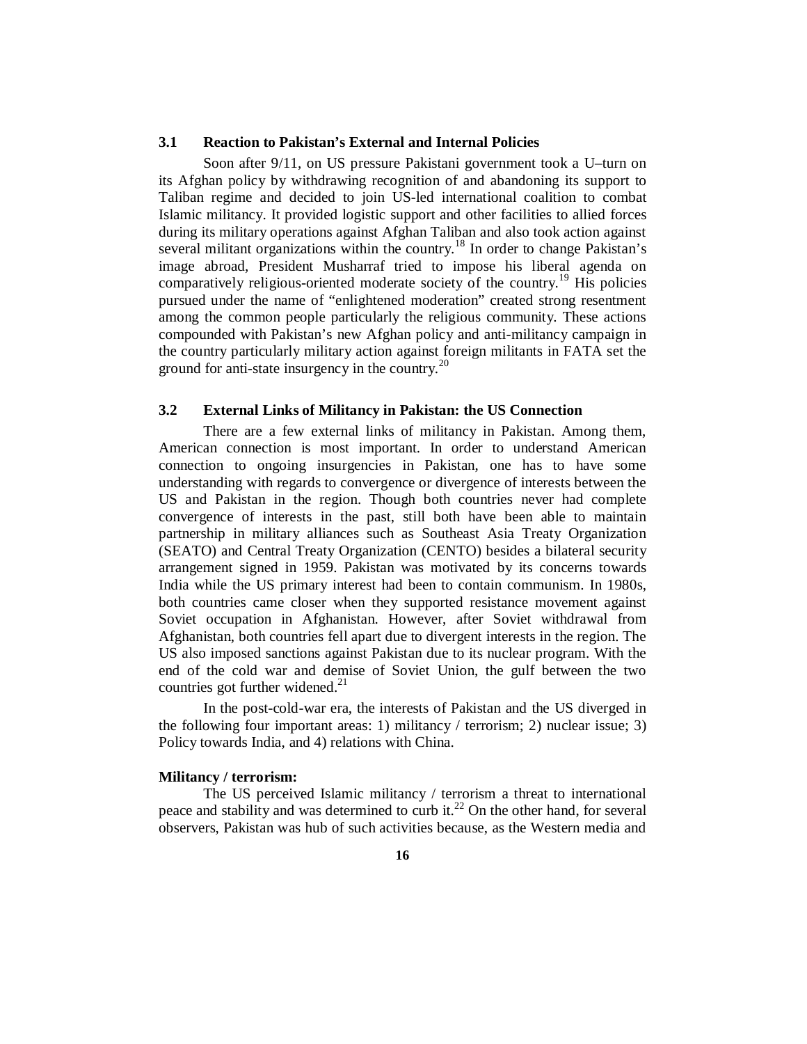### 3.1 Reaction to Pakistan's External and Internal Policies

Soon after 9/11, on US pressure Pakistani government took a U–turn on its Afghan policy by withdrawing recognition of and abandoning its support to Taliban regime and decided to join US-led international coalition to combat Islamic militancy. It provided logistic support and other facilities to allied forces during its military operations against Afghan Taliban and also took action against several militant organizations within the country.[18] In order to change Pakistan's image abroad, President Musharraf tried to impose his liberal agenda on comparatively religious-oriented moderate society of the country.[19] His policies pursued under the name of "enlightened moderation" created strong resentment among the common people particularly the religious community. These actions compounded with Pakistan's new Afghan policy and anti-militancy campaign in the country particularly military action against foreign militants in FATA set the ground for anti-state insurgency in the country.[20]

### 3.2 External Links of Militancy in Pakistan: the US Connection

There are a few external links of militancy in Pakistan. Among them, American connection is most important. In order to understand American connection to ongoing insurgencies in Pakistan, one has to have some understanding with regards to convergence or divergence of interests between the US and Pakistan in the region. Though both countries never had complete convergence of interests in the past, still both have been able to maintain partnership in military alliances such as Southeast Asia Treaty Organization (SEATO) and Central Treaty Organization (CENTO) besides a bilateral security arrangement signed in 1959. Pakistan was motivated by its concerns towards India while the US primary interest had been to contain communism. In 1980s, both countries came closer when they supported resistance movement against Soviet occupation in Afghanistan. However, after Soviet withdrawal from Afghanistan, both countries fell apart due to divergent interests in the region. The US also imposed sanctions against Pakistan due to its nuclear program. With the end of the cold war and demise of Soviet Union, the gulf between the two countries got further widened.[21]

In the post-cold-war era, the interests of Pakistan and the US diverged in the following four important areas: 1) militancy / terrorism; 2) nuclear issue; 3) Policy towards India, and 4) relations with China.

**Militancy / terrorism:**

The US perceived Islamic militancy / terrorism a threat to international peace and stability and was determined to curb it.[22] On the other hand, for several observers, Pakistan was hub of such activities because, as the Western media and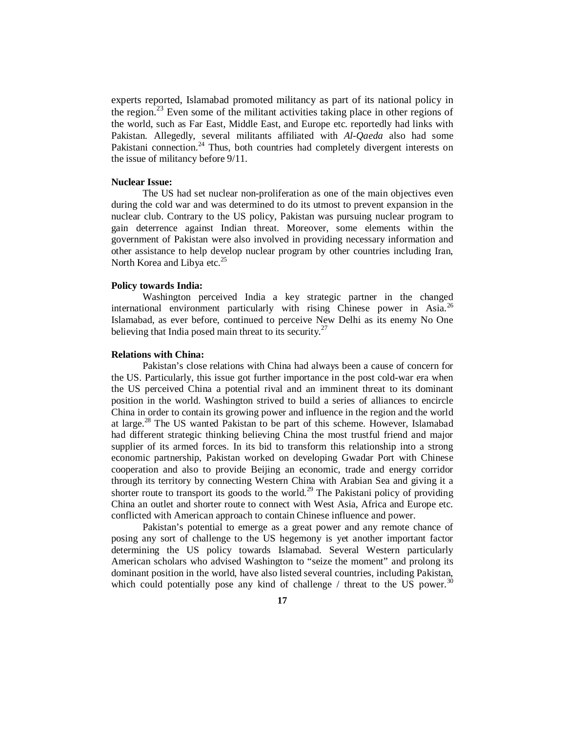experts reported, Islamabad promoted militancy as part of its national policy in the region.[23] Even some of the militant activities taking place in other regions of the world, such as Far East, Middle East, and Europe etc. reportedly had links with Pakistan. Allegedly, several militants affiliated with *Al-Qaeda* also had some Pakistani connection.[24] Thus, both countries had completely divergent interests on the issue of militancy before 9/11.

**Nuclear Issue:**

The US had set nuclear non-proliferation as one of the main objectives even during the cold war and was determined to do its utmost to prevent expansion in the nuclear club. Contrary to the US policy, Pakistan was pursuing nuclear program to gain deterrence against Indian threat. Moreover, some elements within the government of Pakistan were also involved in providing necessary information and other assistance to help develop nuclear program by other countries including Iran, North Korea and Libya etc.[25]

**Policy towards India:**

Washington perceived India a key strategic partner in the changed international environment particularly with rising Chinese power in Asia.[26] Islamabad, as ever before, continued to perceive New Delhi as its enemy No One believing that India posed main threat to its security.[27]

**Relations with China:**

Pakistan's close relations with China had always been a cause of concern for the US. Particularly, this issue got further importance in the post cold-war era when the US perceived China a potential rival and an imminent threat to its dominant position in the world. Washington strived to build a series of alliances to encircle China in order to contain its growing power and influence in the region and the world at large.[28] The US wanted Pakistan to be part of this scheme. However, Islamabad had different strategic thinking believing China the most trustful friend and major supplier of its armed forces. In its bid to transform this relationship into a strong economic partnership, Pakistan worked on developing Gwadar Port with Chinese cooperation and also to provide Beijing an economic, trade and energy corridor through its territory by connecting Western China with Arabian Sea and giving it a shorter route to transport its goods to the world.[29] The Pakistani policy of providing China an outlet and shorter route to connect with West Asia, Africa and Europe etc. conflicted with American approach to contain Chinese influence and power.

Pakistan's potential to emerge as a great power and any remote chance of posing any sort of challenge to the US hegemony is yet another important factor determining the US policy towards Islamabad. Several Western particularly American scholars who advised Washington to "seize the moment" and prolong its dominant position in the world, have also listed several countries, including Pakistan, which could potentially pose any kind of challenge / threat to the US power.[30]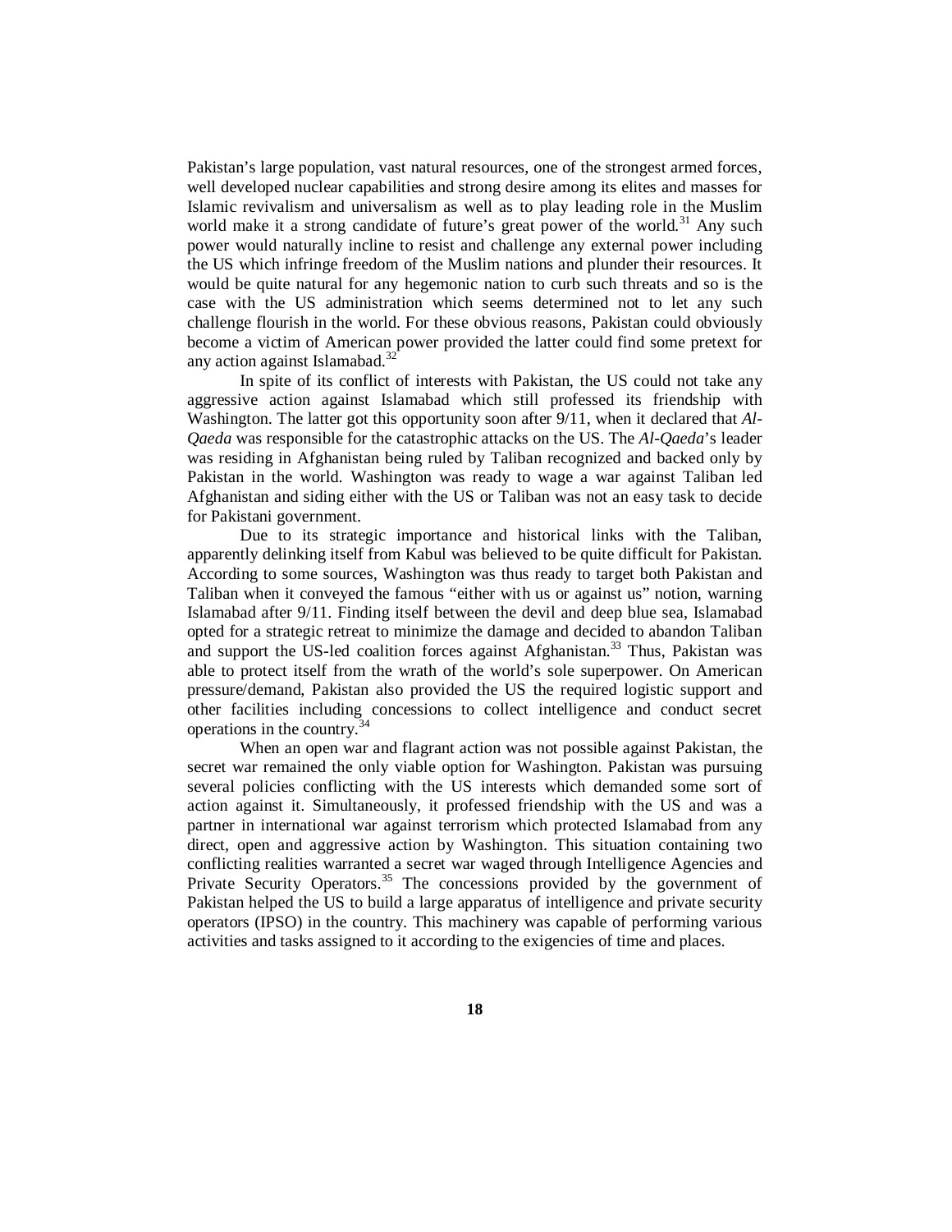Pakistan's large population, vast natural resources, one of the strongest armed forces, well developed nuclear capabilities and strong desire among its elites and masses for Islamic revivalism and universalism as well as to play leading role in the Muslim world make it a strong candidate of future's great power of the world.[31] Any such power would naturally incline to resist and challenge any external power including the US which infringe freedom of the Muslim nations and plunder their resources. It would be quite natural for any hegemonic nation to curb such threats and so is the case with the US administration which seems determined not to let any such challenge flourish in the world. For these obvious reasons, Pakistan could obviously become a victim of American power provided the latter could find some pretext for any action against Islamabad.[32]

In spite of its conflict of interests with Pakistan, the US could not take any aggressive action against Islamabad which still professed its friendship with Washington. The latter got this opportunity soon after 9/11, when it declared that *Al-Qaeda* was responsible for the catastrophic attacks on the US. The *Al-Qaeda*'s leader was residing in Afghanistan being ruled by Taliban recognized and backed only by Pakistan in the world. Washington was ready to wage a war against Taliban led Afghanistan and siding either with the US or Taliban was not an easy task to decide for Pakistani government.

Due to its strategic importance and historical links with the Taliban, apparently delinking itself from Kabul was believed to be quite difficult for Pakistan. According to some sources, Washington was thus ready to target both Pakistan and Taliban when it conveyed the famous "either with us or against us" notion, warning Islamabad after 9/11. Finding itself between the devil and deep blue sea, Islamabad opted for a strategic retreat to minimize the damage and decided to abandon Taliban and support the US-led coalition forces against Afghanistan.[33] Thus, Pakistan was able to protect itself from the wrath of the world's sole superpower. On American pressure/demand, Pakistan also provided the US the required logistic support and other facilities including concessions to collect intelligence and conduct secret operations in the country.[34]

When an open war and flagrant action was not possible against Pakistan, the secret war remained the only viable option for Washington. Pakistan was pursuing several policies conflicting with the US interests which demanded some sort of action against it. Simultaneously, it professed friendship with the US and was a partner in international war against terrorism which protected Islamabad from any direct, open and aggressive action by Washington. This situation containing two conflicting realities warranted a secret war waged through Intelligence Agencies and Private Security Operators.[35] The concessions provided by the government of Pakistan helped the US to build a large apparatus of intelligence and private security operators (IPSO) in the country. This machinery was capable of performing various activities and tasks assigned to it according to the exigencies of time and places.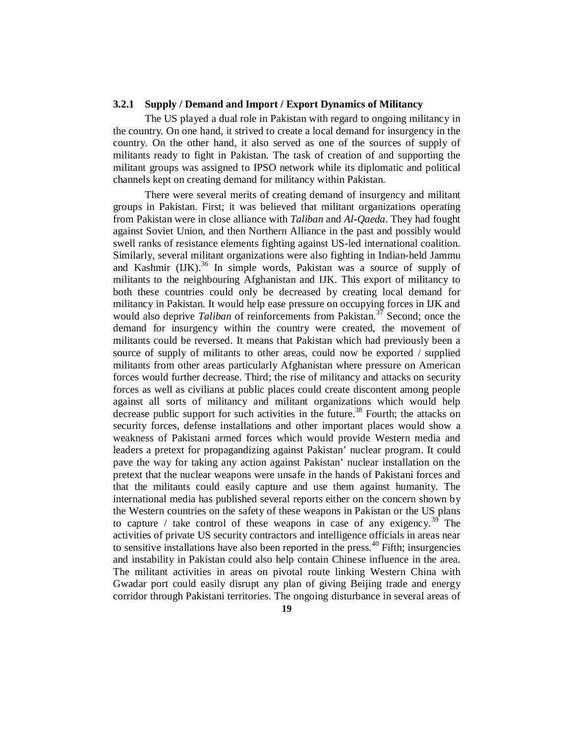### 3.2.1 Supply / Demand and Import / Export Dynamics of Militancy

The US played a dual role in Pakistan with regard to ongoing militancy in the country. On one hand, it strived to create a local demand for insurgency in the country. On the other hand, it also served as one of the sources of supply of militants ready to fight in Pakistan. The task of creation of and supporting the militant groups was assigned to IPSO network while its diplomatic and political channels kept on creating demand for militancy within Pakistan.

There were several merits of creating demand of insurgency and militant groups in Pakistan. First; it was believed that militant organizations operating from Pakistan were in close alliance with *Taliban* and *Al-Qaeda*. They had fought against Soviet Union, and then Northern Alliance in the past and possibly would swell ranks of resistance elements fighting against US-led international coalition. Similarly, several militant organizations were also fighting in Indian-held Jammu and Kashmir (IJK).[36] In simple words, Pakistan was a source of supply of militants to the neighbouring Afghanistan and IJK. This export of militancy to both these countries could only be decreased by creating local demand for militancy in Pakistan. It would help ease pressure on occupying forces in IJK and would also deprive *Taliban* of reinforcements from Pakistan.[37] Second; once the demand for insurgency within the country were created, the movement of militants could be reversed. It means that Pakistan which had previously been a source of supply of militants to other areas, could now be exported / supplied militants from other areas particularly Afghanistan where pressure on American forces would further decrease. Third; the rise of militancy and attacks on security forces as well as civilians at public places could create discontent among people against all sorts of militancy and militant organizations which would help decrease public support for such activities in the future.[38] Fourth; the attacks on security forces, defense installations and other important places would show a weakness of Pakistani armed forces which would provide Western media and leaders a pretext for propagandizing against Pakistan' nuclear program. It could pave the way for taking any action against Pakistan' nuclear installation on the pretext that the nuclear weapons were unsafe in the hands of Pakistani forces and that the militants could easily capture and use them against humanity. The international media has published several reports either on the concern shown by the Western countries on the safety of these weapons in Pakistan or the US plans to capture / take control of these weapons in case of any exigency.[39] The activities of private US security contractors and intelligence officials in areas near to sensitive installations have also been reported in the press.[40] Fifth; insurgencies and instability in Pakistan could also help contain Chinese influence in the area. The militant activities in areas on pivotal route linking Western China with Gwadar port could easily disrupt any plan of giving Beijing trade and energy corridor through Pakistani territories. The ongoing disturbance in several areas of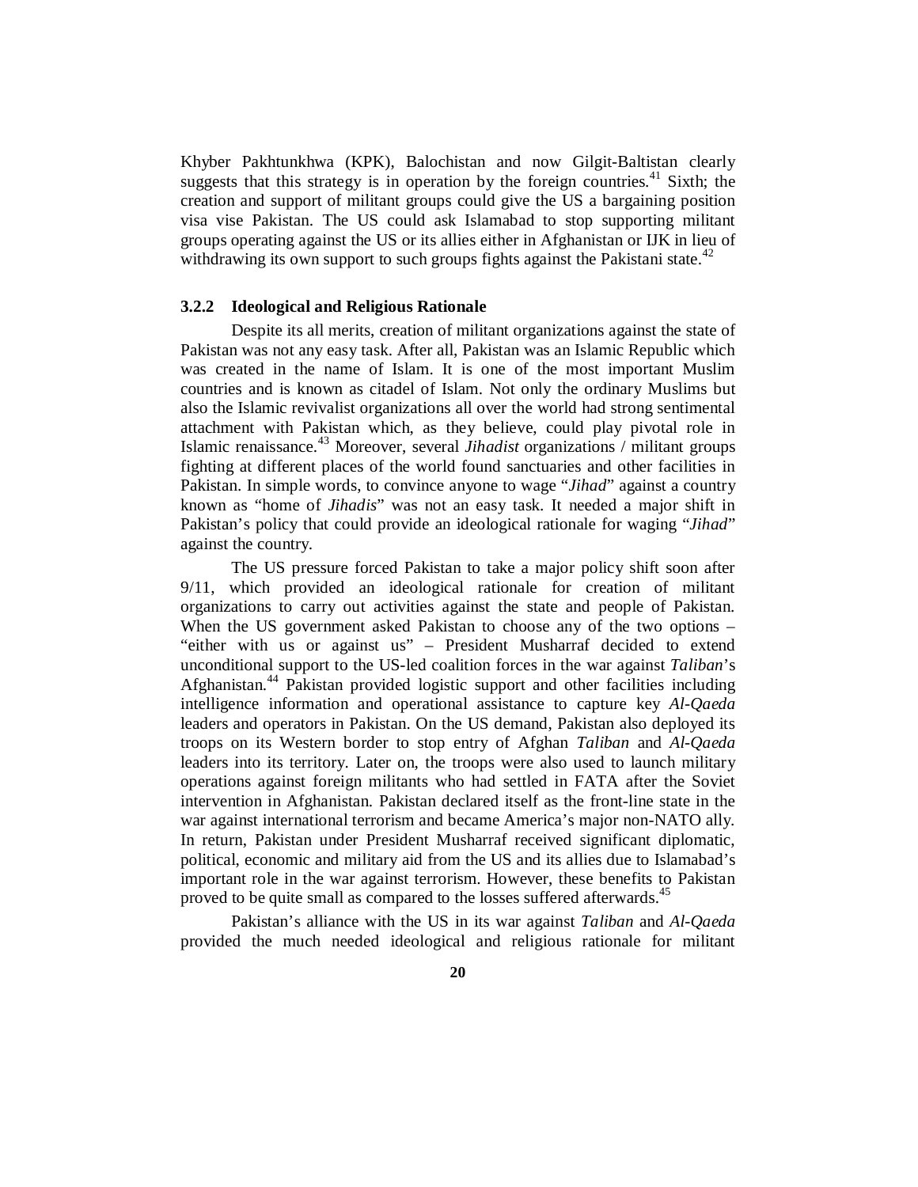Khyber Pakhtunkhwa (KPK), Balochistan and now Gilgit-Baltistan clearly suggests that this strategy is in operation by the foreign countries.[41] Sixth; the creation and support of militant groups could give the US a bargaining position visa vise Pakistan. The US could ask Islamabad to stop supporting militant groups operating against the US or its allies either in Afghanistan or IJK in lieu of withdrawing its own support to such groups fights against the Pakistani state.[42]

### 3.2.2 Ideological and Religious Rationale

Despite its all merits, creation of militant organizations against the state of Pakistan was not any easy task. After all, Pakistan was an Islamic Republic which was created in the name of Islam. It is one of the most important Muslim countries and is known as citadel of Islam. Not only the ordinary Muslims but also the Islamic revivalist organizations all over the world had strong sentimental attachment with Pakistan which, as they believe, could play pivotal role in Islamic renaissance.[43] Moreover, several *Jihadist* organizations / militant groups fighting at different places of the world found sanctuaries and other facilities in Pakistan. In simple words, to convince anyone to wage "*Jihad*" against a country known as "home of *Jihadis*" was not an easy task. It needed a major shift in Pakistan's policy that could provide an ideological rationale for waging "*Jihad*" against the country.

The US pressure forced Pakistan to take a major policy shift soon after 9/11, which provided an ideological rationale for creation of militant organizations to carry out activities against the state and people of Pakistan. When the US government asked Pakistan to choose any of the two options – "either with us or against us" – President Musharraf decided to extend unconditional support to the US-led coalition forces in the war against *Taliban*'s Afghanistan.[44] Pakistan provided logistic support and other facilities including intelligence information and operational assistance to capture key *Al-Qaeda* leaders and operators in Pakistan. On the US demand, Pakistan also deployed its troops on its Western border to stop entry of Afghan *Taliban* and *Al-Qaeda* leaders into its territory. Later on, the troops were also used to launch military operations against foreign militants who had settled in FATA after the Soviet intervention in Afghanistan. Pakistan declared itself as the front-line state in the war against international terrorism and became America's major non-NATO ally. In return, Pakistan under President Musharraf received significant diplomatic, political, economic and military aid from the US and its allies due to Islamabad's important role in the war against terrorism. However, these benefits to Pakistan proved to be quite small as compared to the losses suffered afterwards.[45]

Pakistan's alliance with the US in its war against *Taliban* and *Al-Qaeda* provided the much needed ideological and religious rationale for militant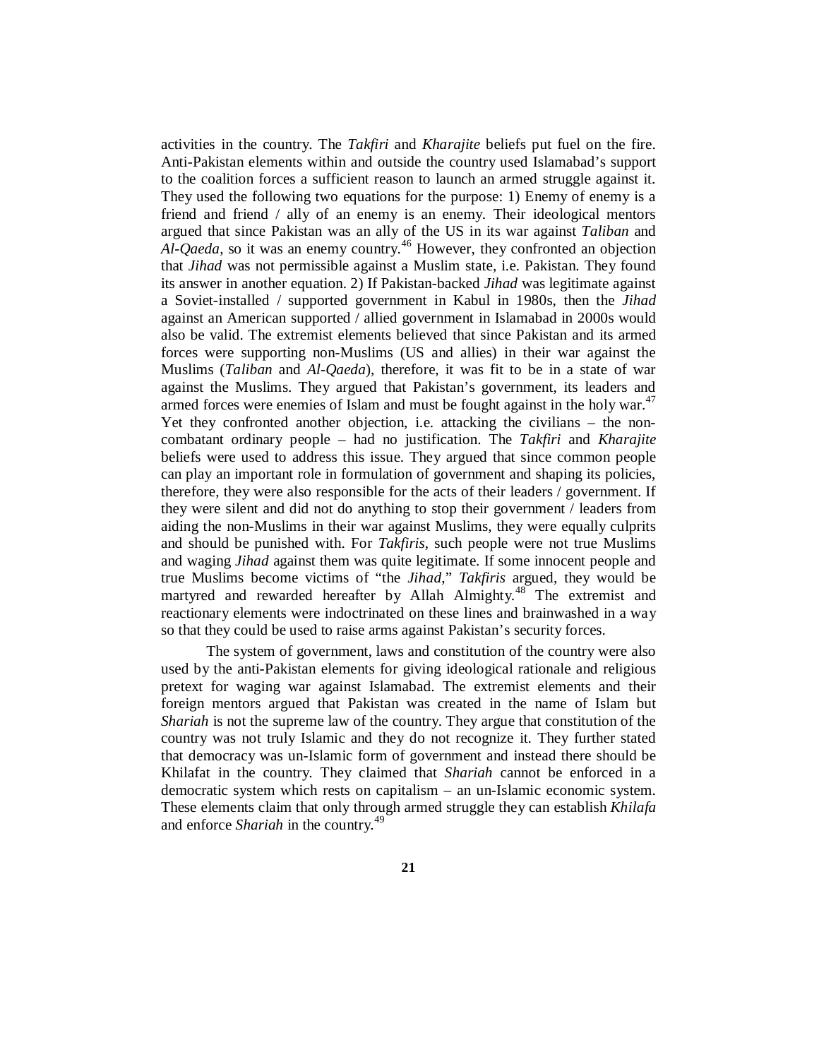activities in the country. The *Takfiri* and *Kharajite* beliefs put fuel on the fire. Anti-Pakistan elements within and outside the country used Islamabad's support to the coalition forces a sufficient reason to launch an armed struggle against it. They used the following two equations for the purpose: 1) Enemy of enemy is a friend and friend / ally of an enemy is an enemy. Their ideological mentors argued that since Pakistan was an ally of the US in its war against *Taliban* and *Al-Qaeda*, so it was an enemy country.[46] However, they confronted an objection that *Jihad* was not permissible against a Muslim state, i.e. Pakistan. They found its answer in another equation. 2) If Pakistan-backed *Jihad* was legitimate against a Soviet-installed / supported government in Kabul in 1980s, then the *Jihad* against an American supported / allied government in Islamabad in 2000s would also be valid. The extremist elements believed that since Pakistan and its armed forces were supporting non-Muslims (US and allies) in their war against the Muslims (*Taliban* and *Al-Qaeda*), therefore, it was fit to be in a state of war against the Muslims. They argued that Pakistan's government, its leaders and armed forces were enemies of Islam and must be fought against in the holy war.[47] Yet they confronted another objection, i.e. attacking the civilians – the non-combatant ordinary people – had no justification. The *Takfiri* and *Kharajite* beliefs were used to address this issue. They argued that since common people can play an important role in formulation of government and shaping its policies, therefore, they were also responsible for the acts of their leaders / government. If they were silent and did not do anything to stop their government / leaders from aiding the non-Muslims in their war against Muslims, they were equally culprits and should be punished with. For *Takfiris*, such people were not true Muslims and waging *Jihad* against them was quite legitimate. If some innocent people and true Muslims become victims of "the *Jihad*," *Takfiris* argued, they would be martyred and rewarded hereafter by Allah Almighty.[48] The extremist and reactionary elements were indoctrinated on these lines and brainwashed in a way so that they could be used to raise arms against Pakistan's security forces.

The system of government, laws and constitution of the country were also used by the anti-Pakistan elements for giving ideological rationale and religious pretext for waging war against Islamabad. The extremist elements and their foreign mentors argued that Pakistan was created in the name of Islam but *Shariah* is not the supreme law of the country. They argue that constitution of the country was not truly Islamic and they do not recognize it. They further stated that democracy was un-Islamic form of government and instead there should be Khilafat in the country. They claimed that *Shariah* cannot be enforced in a democratic system which rests on capitalism – an un-Islamic economic system. These elements claim that only through armed struggle they can establish *Khilafa* and enforce *Shariah* in the country.[49]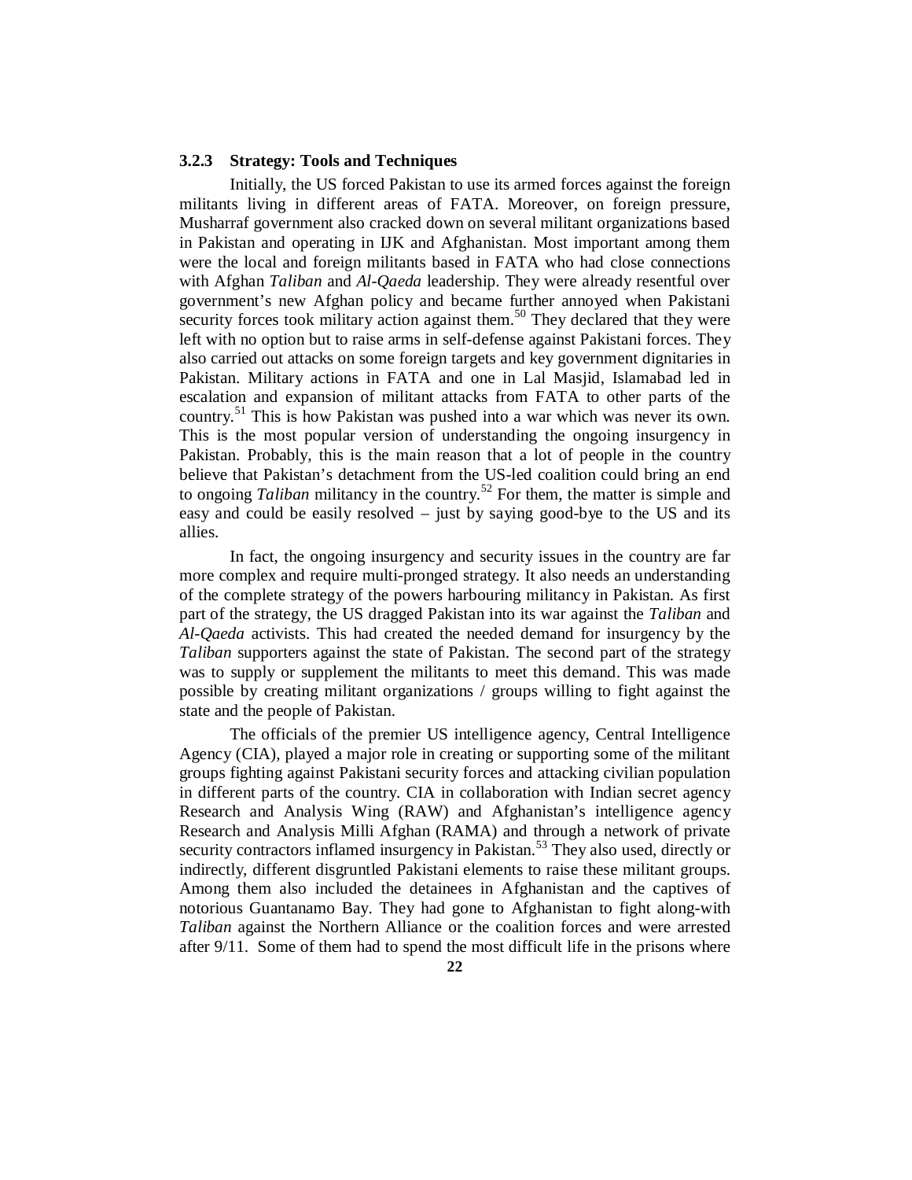### 3.2.3 Strategy: Tools and Techniques

Initially, the US forced Pakistan to use its armed forces against the foreign militants living in different areas of FATA. Moreover, on foreign pressure, Musharraf government also cracked down on several militant organizations based in Pakistan and operating in IJK and Afghanistan. Most important among them were the local and foreign militants based in FATA who had close connections with Afghan *Taliban* and *Al-Qaeda* leadership. They were already resentful over government's new Afghan policy and became further annoyed when Pakistani security forces took military action against them.[50] They declared that they were left with no option but to raise arms in self-defense against Pakistani forces. They also carried out attacks on some foreign targets and key government dignitaries in Pakistan. Military actions in FATA and one in Lal Masjid, Islamabad led in escalation and expansion of militant attacks from FATA to other parts of the country.[51] This is how Pakistan was pushed into a war which was never its own. This is the most popular version of understanding the ongoing insurgency in Pakistan. Probably, this is the main reason that a lot of people in the country believe that Pakistan's detachment from the US-led coalition could bring an end to ongoing *Taliban* militancy in the country.[52] For them, the matter is simple and easy and could be easily resolved – just by saying good-bye to the US and its allies.

In fact, the ongoing insurgency and security issues in the country are far more complex and require multi-pronged strategy. It also needs an understanding of the complete strategy of the powers harbouring militancy in Pakistan. As first part of the strategy, the US dragged Pakistan into its war against the *Taliban* and *Al-Qaeda* activists. This had created the needed demand for insurgency by the *Taliban* supporters against the state of Pakistan. The second part of the strategy was to supply or supplement the militants to meet this demand. This was made possible by creating militant organizations / groups willing to fight against the state and the people of Pakistan.

The officials of the premier US intelligence agency, Central Intelligence Agency (CIA), played a major role in creating or supporting some of the militant groups fighting against Pakistani security forces and attacking civilian population in different parts of the country. CIA in collaboration with Indian secret agency Research and Analysis Wing (RAW) and Afghanistan's intelligence agency Research and Analysis Milli Afghan (RAMA) and through a network of private security contractors inflamed insurgency in Pakistan.[53] They also used, directly or indirectly, different disgruntled Pakistani elements to raise these militant groups. Among them also included the detainees in Afghanistan and the captives of notorious Guantanamo Bay. They had gone to Afghanistan to fight along-with *Taliban* against the Northern Alliance or the coalition forces and were arrested after 9/11. Some of them had to spend the most difficult life in the prisons where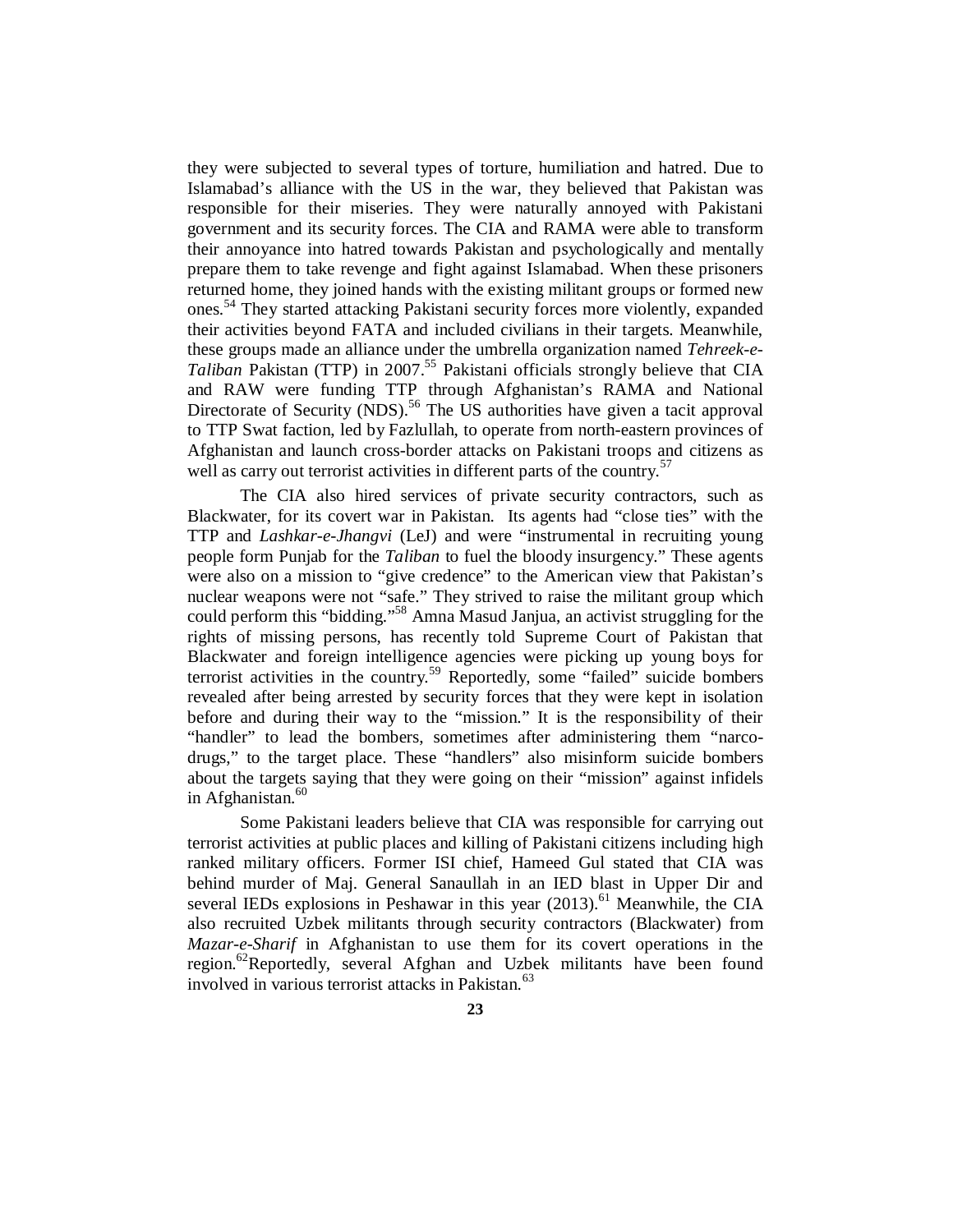they were subjected to several types of torture, humiliation and hatred. Due to Islamabad's alliance with the US in the war, they believed that Pakistan was responsible for their miseries. They were naturally annoyed with Pakistani government and its security forces. The CIA and RAMA were able to transform their annoyance into hatred towards Pakistan and psychologically and mentally prepare them to take revenge and fight against Islamabad. When these prisoners returned home, they joined hands with the existing militant groups or formed new ones.[54] They started attacking Pakistani security forces more violently, expanded their activities beyond FATA and included civilians in their targets. Meanwhile, these groups made an alliance under the umbrella organization named *Tehreek-e-Taliban* Pakistan (TTP) in 2007.[55] Pakistani officials strongly believe that CIA and RAW were funding TTP through Afghanistan's RAMA and National Directorate of Security (NDS).[56] The US authorities have given a tacit approval to TTP Swat faction, led by Fazlullah, to operate from north-eastern provinces of Afghanistan and launch cross-border attacks on Pakistani troops and citizens as well as carry out terrorist activities in different parts of the country.[57]

The CIA also hired services of private security contractors, such as Blackwater, for its covert war in Pakistan. Its agents had "close ties" with the TTP and *Lashkar-e-Jhangvi* (LeJ) and were "instrumental in recruiting young people form Punjab for the *Taliban* to fuel the bloody insurgency." These agents were also on a mission to "give credence" to the American view that Pakistan's nuclear weapons were not "safe." They strived to raise the militant group which could perform this "bidding."[58] Amna Masud Janjua, an activist struggling for the rights of missing persons, has recently told Supreme Court of Pakistan that Blackwater and foreign intelligence agencies were picking up young boys for terrorist activities in the country.[59] Reportedly, some "failed" suicide bombers revealed after being arrested by security forces that they were kept in isolation before and during their way to the "mission." It is the responsibility of their "handler" to lead the bombers, sometimes after administering them "narco-drugs," to the target place. These "handlers" also misinform suicide bombers about the targets saying that they were going on their "mission" against infidels in Afghanistan.[60]

Some Pakistani leaders believe that CIA was responsible for carrying out terrorist activities at public places and killing of Pakistani citizens including high ranked military officers. Former ISI chief, Hameed Gul stated that CIA was behind murder of Maj. General Sanaullah in an IED blast in Upper Dir and several IEDs explosions in Peshawar in this year (2013).[61] Meanwhile, the CIA also recruited Uzbek militants through security contractors (Blackwater) from *Mazar-e-Sharif* in Afghanistan to use them for its covert operations in the region.[62]Reportedly, several Afghan and Uzbek militants have been found involved in various terrorist attacks in Pakistan.[63]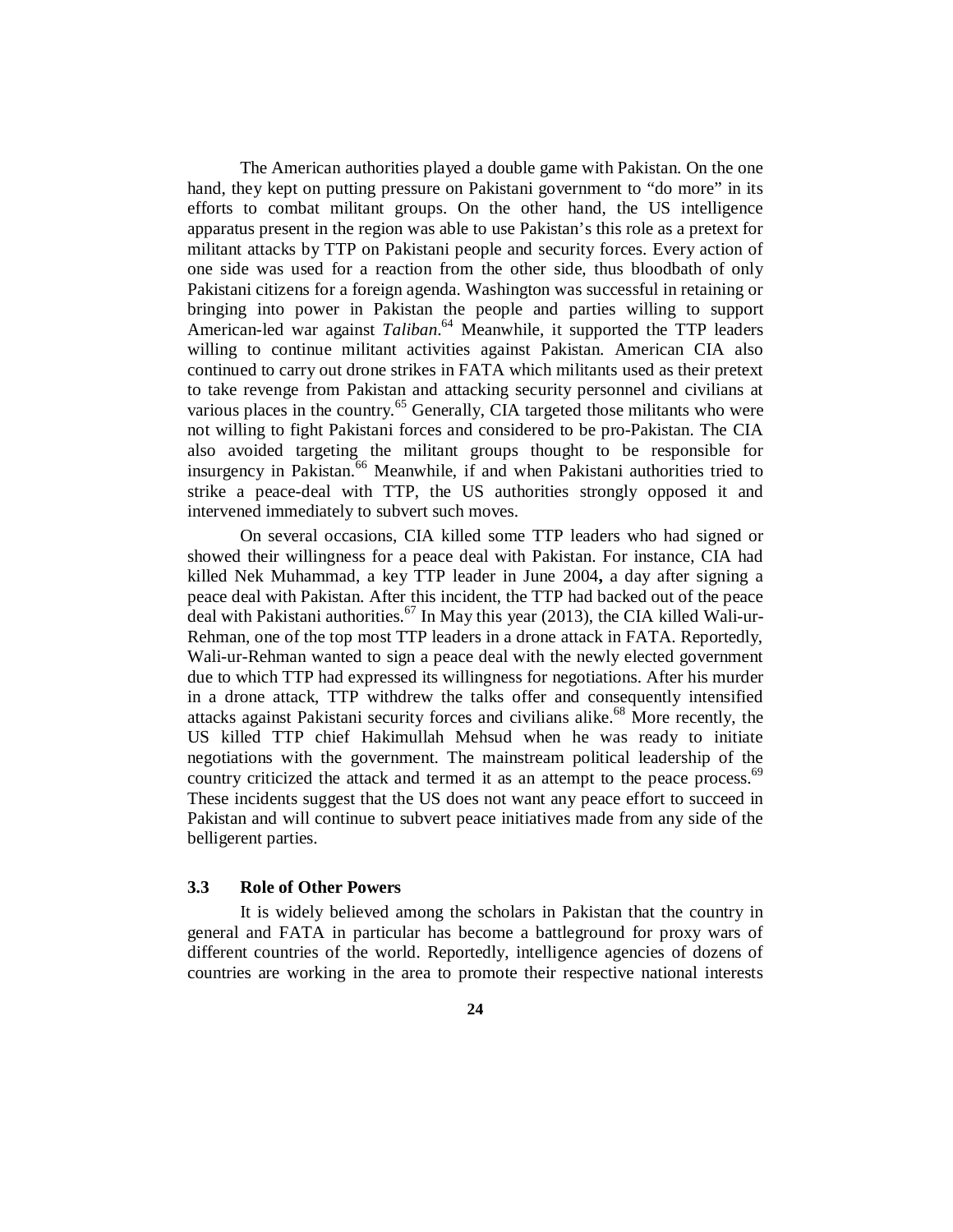The American authorities played a double game with Pakistan. On the one hand, they kept on putting pressure on Pakistani government to "do more" in its efforts to combat militant groups. On the other hand, the US intelligence apparatus present in the region was able to use Pakistan's this role as a pretext for militant attacks by TTP on Pakistani people and security forces. Every action of one side was used for a reaction from the other side, thus bloodbath of only Pakistani citizens for a foreign agenda. Washington was successful in retaining or bringing into power in Pakistan the people and parties willing to support American-led war against *Taliban*.[64] Meanwhile, it supported the TTP leaders willing to continue militant activities against Pakistan. American CIA also continued to carry out drone strikes in FATA which militants used as their pretext to take revenge from Pakistan and attacking security personnel and civilians at various places in the country.[65] Generally, CIA targeted those militants who were not willing to fight Pakistani forces and considered to be pro-Pakistan. The CIA also avoided targeting the militant groups thought to be responsible for insurgency in Pakistan.[66] Meanwhile, if and when Pakistani authorities tried to strike a peace-deal with TTP, the US authorities strongly opposed it and intervened immediately to subvert such moves.

On several occasions, CIA killed some TTP leaders who had signed or showed their willingness for a peace deal with Pakistan. For instance, CIA had killed Nek Muhammad, a key TTP leader in June 2004**,** a day after signing a peace deal with Pakistan. After this incident, the TTP had backed out of the peace deal with Pakistani authorities.[67] In May this year (2013), the CIA killed Wali-ur-Rehman, one of the top most TTP leaders in a drone attack in FATA. Reportedly, Wali-ur-Rehman wanted to sign a peace deal with the newly elected government due to which TTP had expressed its willingness for negotiations. After his murder in a drone attack, TTP withdrew the talks offer and consequently intensified attacks against Pakistani security forces and civilians alike.[68] More recently, the US killed TTP chief Hakimullah Mehsud when he was ready to initiate negotiations with the government. The mainstream political leadership of the country criticized the attack and termed it as an attempt to the peace process.[69] These incidents suggest that the US does not want any peace effort to succeed in Pakistan and will continue to subvert peace initiatives made from any side of the belligerent parties.

### 3.3 Role of Other Powers

It is widely believed among the scholars in Pakistan that the country in general and FATA in particular has become a battleground for proxy wars of different countries of the world. Reportedly, intelligence agencies of dozens of countries are working in the area to promote their respective national interests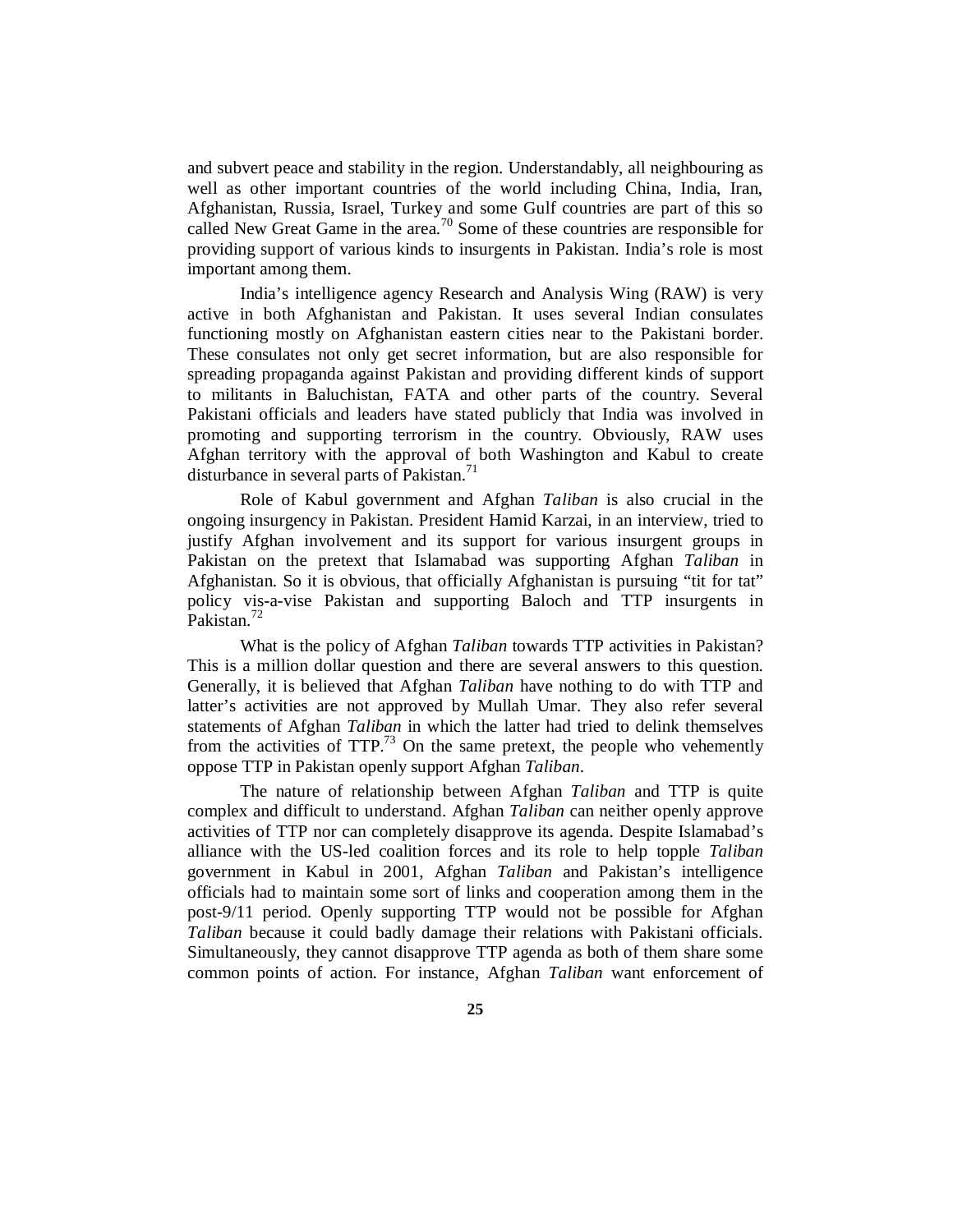and subvert peace and stability in the region. Understandably, all neighbouring as well as other important countries of the world including China, India, Iran, Afghanistan, Russia, Israel, Turkey and some Gulf countries are part of this so called New Great Game in the area.[70] Some of these countries are responsible for providing support of various kinds to insurgents in Pakistan. India's role is most important among them.

India's intelligence agency Research and Analysis Wing (RAW) is very active in both Afghanistan and Pakistan. It uses several Indian consulates functioning mostly on Afghanistan eastern cities near to the Pakistani border. These consulates not only get secret information, but are also responsible for spreading propaganda against Pakistan and providing different kinds of support to militants in Baluchistan, FATA and other parts of the country. Several Pakistani officials and leaders have stated publicly that India was involved in promoting and supporting terrorism in the country. Obviously, RAW uses Afghan territory with the approval of both Washington and Kabul to create disturbance in several parts of Pakistan.[71]

Role of Kabul government and Afghan *Taliban* is also crucial in the ongoing insurgency in Pakistan. President Hamid Karzai, in an interview, tried to justify Afghan involvement and its support for various insurgent groups in Pakistan on the pretext that Islamabad was supporting Afghan *Taliban* in Afghanistan. So it is obvious, that officially Afghanistan is pursuing "tit for tat" policy vis-a-vise Pakistan and supporting Baloch and TTP insurgents in Pakistan.[72]

What is the policy of Afghan *Taliban* towards TTP activities in Pakistan? This is a million dollar question and there are several answers to this question. Generally, it is believed that Afghan *Taliban* have nothing to do with TTP and latter's activities are not approved by Mullah Umar. They also refer several statements of Afghan *Taliban* in which the latter had tried to delink themselves from the activities of TTP.[73] On the same pretext, the people who vehemently oppose TTP in Pakistan openly support Afghan *Taliban*.

The nature of relationship between Afghan *Taliban* and TTP is quite complex and difficult to understand. Afghan *Taliban* can neither openly approve activities of TTP nor can completely disapprove its agenda. Despite Islamabad's alliance with the US-led coalition forces and its role to help topple *Taliban* government in Kabul in 2001, Afghan *Taliban* and Pakistan's intelligence officials had to maintain some sort of links and cooperation among them in the post-9/11 period. Openly supporting TTP would not be possible for Afghan *Taliban* because it could badly damage their relations with Pakistani officials. Simultaneously, they cannot disapprove TTP agenda as both of them share some common points of action. For instance, Afghan *Taliban* want enforcement of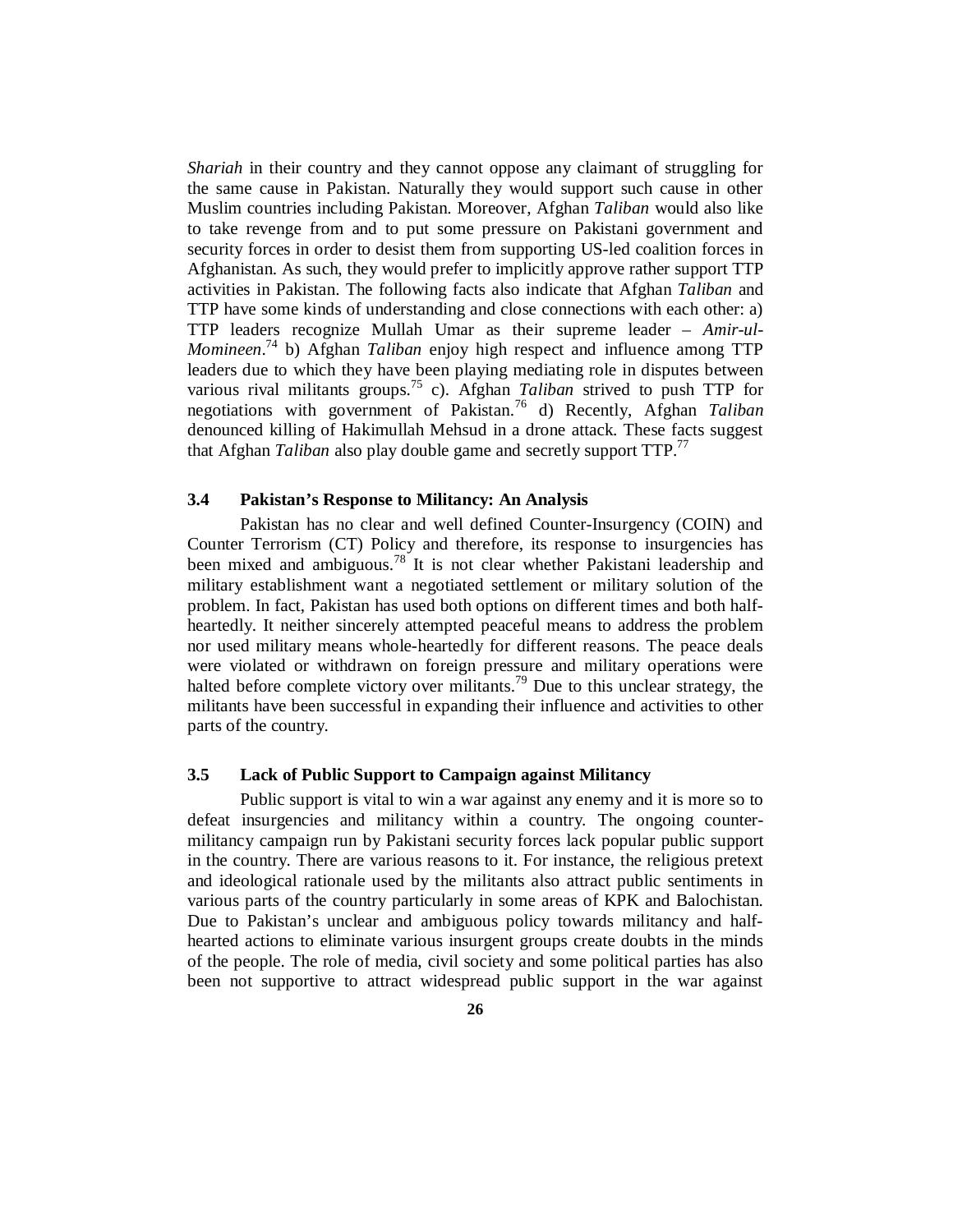*Shariah* in their country and they cannot oppose any claimant of struggling for the same cause in Pakistan. Naturally they would support such cause in other Muslim countries including Pakistan. Moreover, Afghan *Taliban* would also like to take revenge from and to put some pressure on Pakistani government and security forces in order to desist them from supporting US-led coalition forces in Afghanistan. As such, they would prefer to implicitly approve rather support TTP activities in Pakistan. The following facts also indicate that Afghan *Taliban* and TTP have some kinds of understanding and close connections with each other: a) TTP leaders recognize Mullah Umar as their supreme leader – *Amir-ul-Momineen*.[74] b) Afghan *Taliban* enjoy high respect and influence among TTP leaders due to which they have been playing mediating role in disputes between various rival militants groups.[75] c). Afghan *Taliban* strived to push TTP for negotiations with government of Pakistan.[76] d) Recently, Afghan *Taliban* denounced killing of Hakimullah Mehsud in a drone attack. These facts suggest that Afghan *Taliban* also play double game and secretly support TTP.[77]

### 3.4 Pakistan's Response to Militancy: An Analysis

Pakistan has no clear and well defined Counter-Insurgency (COIN) and Counter Terrorism (CT) Policy and therefore, its response to insurgencies has been mixed and ambiguous.[78] It is not clear whether Pakistani leadership and military establishment want a negotiated settlement or military solution of the problem. In fact, Pakistan has used both options on different times and both half-heartedly. It neither sincerely attempted peaceful means to address the problem nor used military means whole-heartedly for different reasons. The peace deals were violated or withdrawn on foreign pressure and military operations were halted before complete victory over militants.[79] Due to this unclear strategy, the militants have been successful in expanding their influence and activities to other parts of the country.

### 3.5 Lack of Public Support to Campaign against Militancy

Public support is vital to win a war against any enemy and it is more so to defeat insurgencies and militancy within a country. The ongoing counter-militancy campaign run by Pakistani security forces lack popular public support in the country. There are various reasons to it. For instance, the religious pretext and ideological rationale used by the militants also attract public sentiments in various parts of the country particularly in some areas of KPK and Balochistan. Due to Pakistan's unclear and ambiguous policy towards militancy and half-hearted actions to eliminate various insurgent groups create doubts in the minds of the people. The role of media, civil society and some political parties has also been not supportive to attract widespread public support in the war against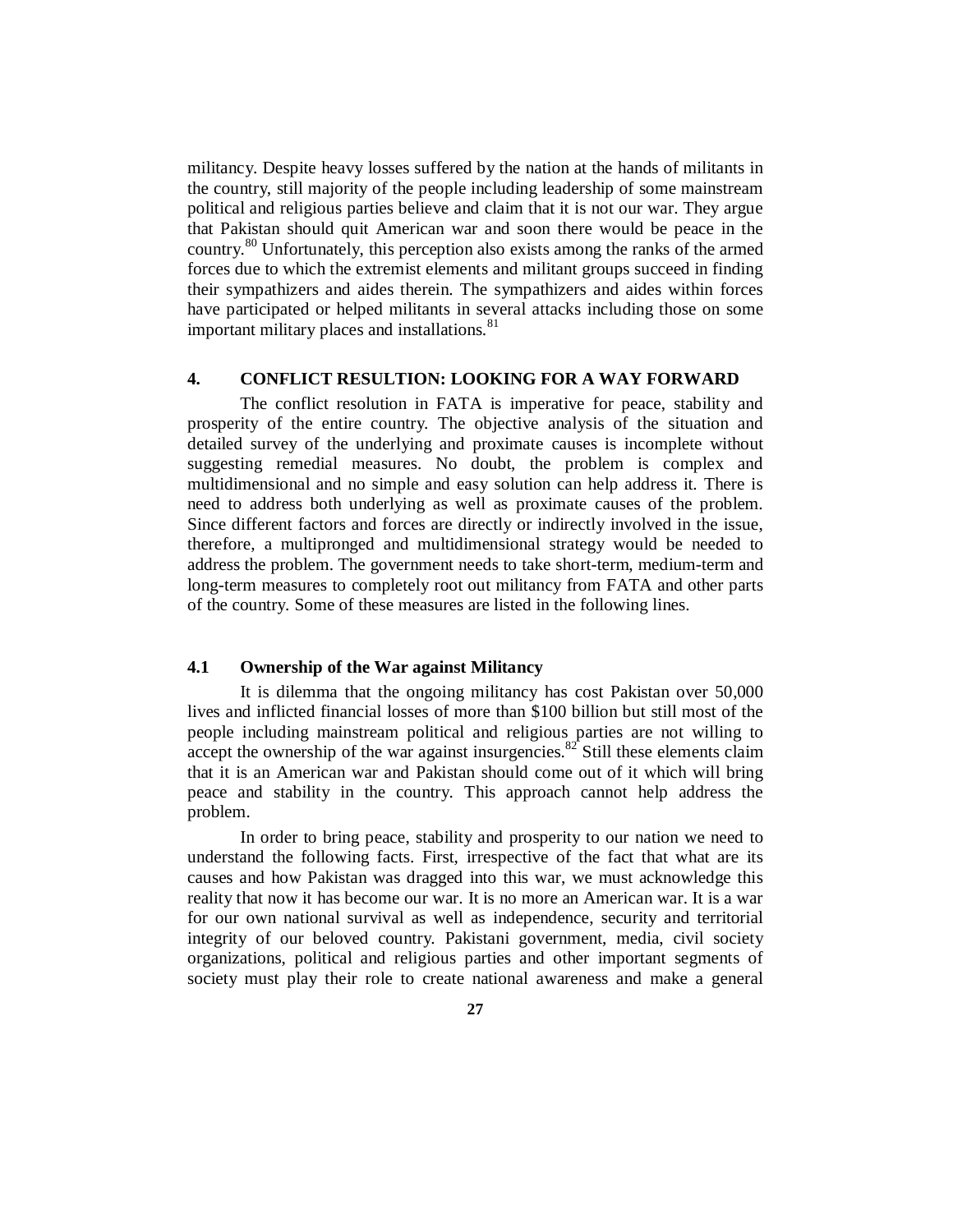militancy. Despite heavy losses suffered by the nation at the hands of militants in the country, still majority of the people including leadership of some mainstream political and religious parties believe and claim that it is not our war. They argue that Pakistan should quit American war and soon there would be peace in the country.[80] Unfortunately, this perception also exists among the ranks of the armed forces due to which the extremist elements and militant groups succeed in finding their sympathizers and aides therein. The sympathizers and aides within forces have participated or helped militants in several attacks including those on some important military places and installations.[81]

## 4. CONFLICT RESULTION: LOOKING FOR A WAY FORWARD

The conflict resolution in FATA is imperative for peace, stability and prosperity of the entire country. The objective analysis of the situation and detailed survey of the underlying and proximate causes is incomplete without suggesting remedial measures. No doubt, the problem is complex and multidimensional and no simple and easy solution can help address it. There is need to address both underlying as well as proximate causes of the problem. Since different factors and forces are directly or indirectly involved in the issue, therefore, a multipronged and multidimensional strategy would be needed to address the problem. The government needs to take short-term, medium-term and long-term measures to completely root out militancy from FATA and other parts of the country. Some of these measures are listed in the following lines.

### 4.1 Ownership of the War against Militancy

It is dilemma that the ongoing militancy has cost Pakistan over 50,000 lives and inflicted financial losses of more than $100 billion but still most of the people including mainstream political and religious parties are not willing to accept the ownership of the war against insurgencies.[82] Still these elements claim that it is an American war and Pakistan should come out of it which will bring peace and stability in the country. This approach cannot help address the problem.

In order to bring peace, stability and prosperity to our nation we need to understand the following facts. First, irrespective of the fact that what are its causes and how Pakistan was dragged into this war, we must acknowledge this reality that now it has become our war. It is no more an American war. It is a war for our own national survival as well as independence, security and territorial integrity of our beloved country. Pakistani government, media, civil society organizations, political and religious parties and other important segments of society must play their role to create national awareness and make a general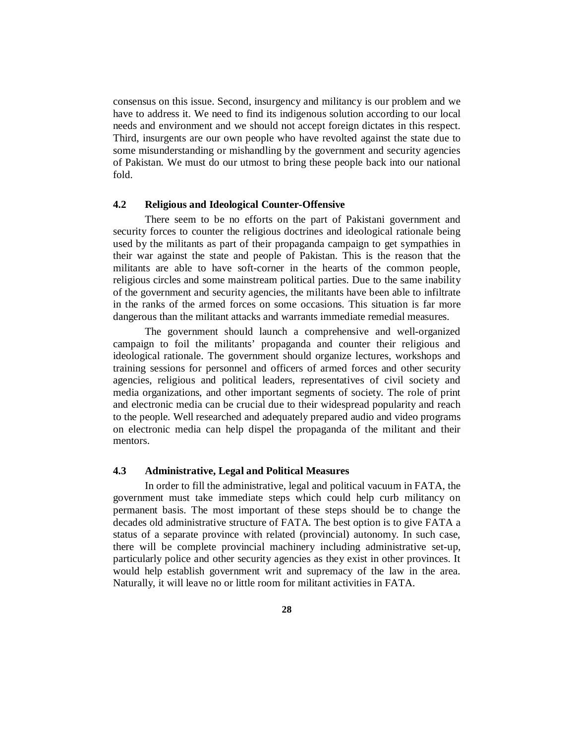consensus on this issue. Second, insurgency and militancy is our problem and we have to address it. We need to find its indigenous solution according to our local needs and environment and we should not accept foreign dictates in this respect. Third, insurgents are our own people who have revolted against the state due to some misunderstanding or mishandling by the government and security agencies of Pakistan. We must do our utmost to bring these people back into our national fold.

### 4.2 Religious and Ideological Counter-Offensive

There seem to be no efforts on the part of Pakistani government and security forces to counter the religious doctrines and ideological rationale being used by the militants as part of their propaganda campaign to get sympathies in their war against the state and people of Pakistan. This is the reason that the militants are able to have soft-corner in the hearts of the common people, religious circles and some mainstream political parties. Due to the same inability of the government and security agencies, the militants have been able to infiltrate in the ranks of the armed forces on some occasions. This situation is far more dangerous than the militant attacks and warrants immediate remedial measures.

The government should launch a comprehensive and well-organized campaign to foil the militants' propaganda and counter their religious and ideological rationale. The government should organize lectures, workshops and training sessions for personnel and officers of armed forces and other security agencies, religious and political leaders, representatives of civil society and media organizations, and other important segments of society. The role of print and electronic media can be crucial due to their widespread popularity and reach to the people. Well researched and adequately prepared audio and video programs on electronic media can help dispel the propaganda of the militant and their mentors.

### 4.3 Administrative, Legal and Political Measures

In order to fill the administrative, legal and political vacuum in FATA, the government must take immediate steps which could help curb militancy on permanent basis. The most important of these steps should be to change the decades old administrative structure of FATA. The best option is to give FATA a status of a separate province with related (provincial) autonomy. In such case, there will be complete provincial machinery including administrative set-up, particularly police and other security agencies as they exist in other provinces. It would help establish government writ and supremacy of the law in the area. Naturally, it will leave no or little room for militant activities in FATA.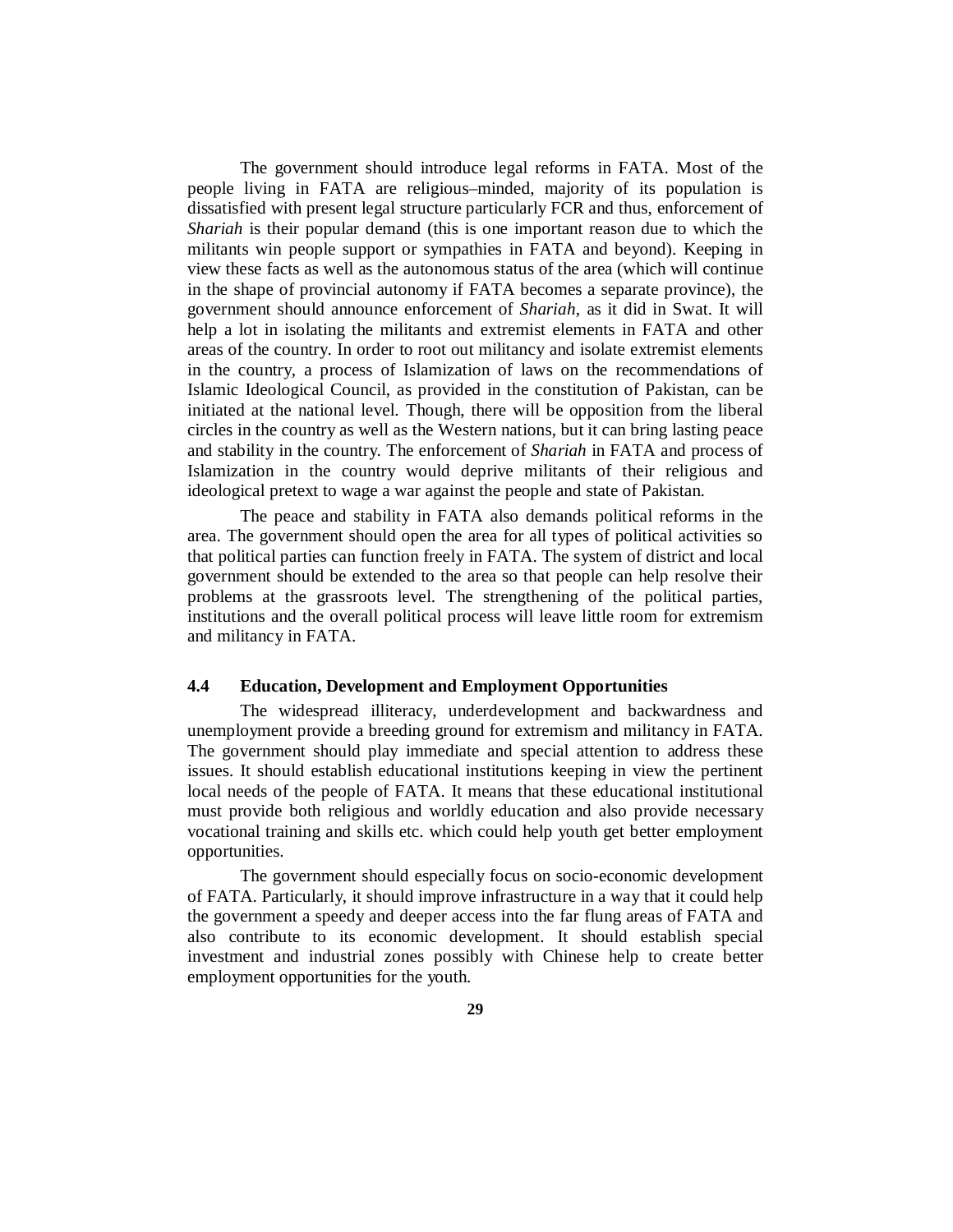The government should introduce legal reforms in FATA. Most of the people living in FATA are religious–minded, majority of its population is dissatisfied with present legal structure particularly FCR and thus, enforcement of *Shariah* is their popular demand (this is one important reason due to which the militants win people support or sympathies in FATA and beyond). Keeping in view these facts as well as the autonomous status of the area (which will continue in the shape of provincial autonomy if FATA becomes a separate province), the government should announce enforcement of *Shariah*, as it did in Swat. It will help a lot in isolating the militants and extremist elements in FATA and other areas of the country. In order to root out militancy and isolate extremist elements in the country, a process of Islamization of laws on the recommendations of Islamic Ideological Council, as provided in the constitution of Pakistan, can be initiated at the national level. Though, there will be opposition from the liberal circles in the country as well as the Western nations, but it can bring lasting peace and stability in the country. The enforcement of *Shariah* in FATA and process of Islamization in the country would deprive militants of their religious and ideological pretext to wage a war against the people and state of Pakistan.

The peace and stability in FATA also demands political reforms in the area. The government should open the area for all types of political activities so that political parties can function freely in FATA. The system of district and local government should be extended to the area so that people can help resolve their problems at the grassroots level. The strengthening of the political parties, institutions and the overall political process will leave little room for extremism and militancy in FATA.

### 4.4 Education, Development and Employment Opportunities

The widespread illiteracy, underdevelopment and backwardness and unemployment provide a breeding ground for extremism and militancy in FATA. The government should play immediate and special attention to address these issues. It should establish educational institutions keeping in view the pertinent local needs of the people of FATA. It means that these educational institutional must provide both religious and worldly education and also provide necessary vocational training and skills etc. which could help youth get better employment opportunities.

The government should especially focus on socio-economic development of FATA. Particularly, it should improve infrastructure in a way that it could help the government a speedy and deeper access into the far flung areas of FATA and also contribute to its economic development. It should establish special investment and industrial zones possibly with Chinese help to create better employment opportunities for the youth.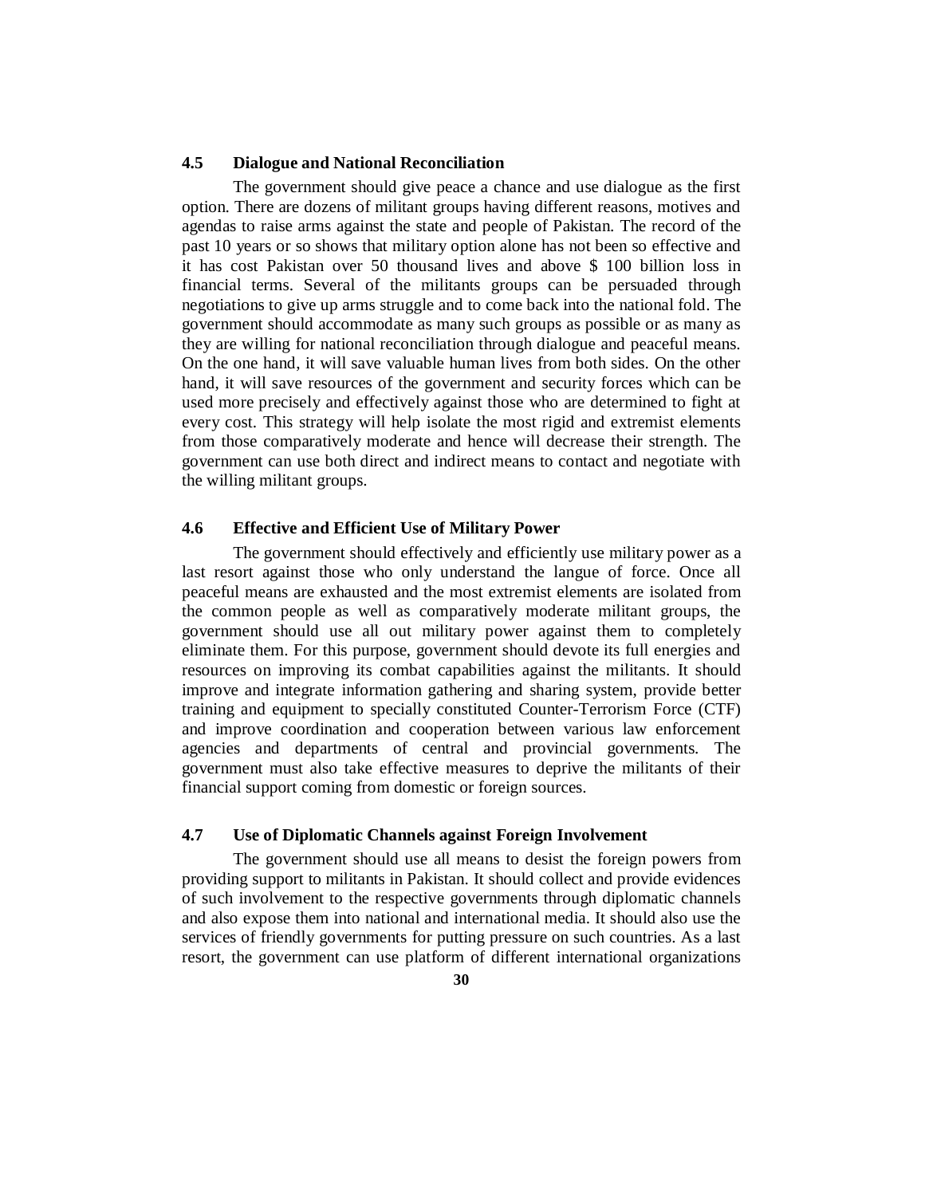### 4.5 Dialogue and National Reconciliation

The government should give peace a chance and use dialogue as the first option. There are dozens of militant groups having different reasons, motives and agendas to raise arms against the state and people of Pakistan. The record of the past 10 years or so shows that military option alone has not been so effective and it has cost Pakistan over 50 thousand lives and above $ 100 billion loss in financial terms. Several of the militants groups can be persuaded through negotiations to give up arms struggle and to come back into the national fold. The government should accommodate as many such groups as possible or as many as they are willing for national reconciliation through dialogue and peaceful means. On the one hand, it will save valuable human lives from both sides. On the other hand, it will save resources of the government and security forces which can be used more precisely and effectively against those who are determined to fight at every cost. This strategy will help isolate the most rigid and extremist elements from those comparatively moderate and hence will decrease their strength. The government can use both direct and indirect means to contact and negotiate with the willing militant groups.

### 4.6 Effective and Efficient Use of Military Power

The government should effectively and efficiently use military power as a last resort against those who only understand the langue of force. Once all peaceful means are exhausted and the most extremist elements are isolated from the common people as well as comparatively moderate militant groups, the government should use all out military power against them to completely eliminate them. For this purpose, government should devote its full energies and resources on improving its combat capabilities against the militants. It should improve and integrate information gathering and sharing system, provide better training and equipment to specially constituted Counter-Terrorism Force (CTF) and improve coordination and cooperation between various law enforcement agencies and departments of central and provincial governments. The government must also take effective measures to deprive the militants of their financial support coming from domestic or foreign sources.

### 4.7 Use of Diplomatic Channels against Foreign Involvement

The government should use all means to desist the foreign powers from providing support to militants in Pakistan. It should collect and provide evidences of such involvement to the respective governments through diplomatic channels and also expose them into national and international media. It should also use the services of friendly governments for putting pressure on such countries. As a last resort, the government can use platform of different international organizations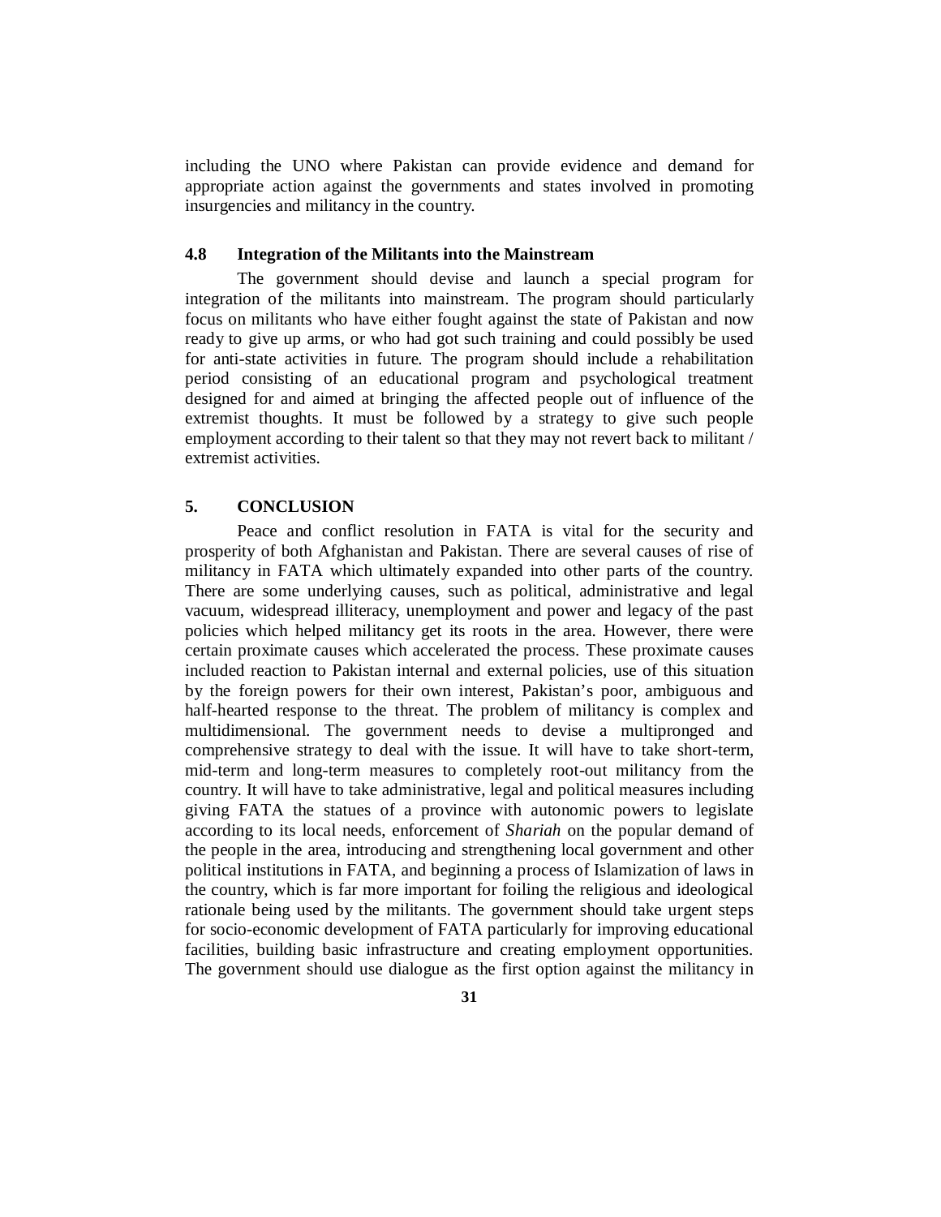including the UNO where Pakistan can provide evidence and demand for appropriate action against the governments and states involved in promoting insurgencies and militancy in the country.

### 4.8 Integration of the Militants into the Mainstream

The government should devise and launch a special program for integration of the militants into mainstream. The program should particularly focus on militants who have either fought against the state of Pakistan and now ready to give up arms, or who had got such training and could possibly be used for anti-state activities in future. The program should include a rehabilitation period consisting of an educational program and psychological treatment designed for and aimed at bringing the affected people out of influence of the extremist thoughts. It must be followed by a strategy to give such people employment according to their talent so that they may not revert back to militant / extremist activities.

## 5. CONCLUSION

Peace and conflict resolution in FATA is vital for the security and prosperity of both Afghanistan and Pakistan. There are several causes of rise of militancy in FATA which ultimately expanded into other parts of the country. There are some underlying causes, such as political, administrative and legal vacuum, widespread illiteracy, unemployment and power and legacy of the past policies which helped militancy get its roots in the area. However, there were certain proximate causes which accelerated the process. These proximate causes included reaction to Pakistan internal and external policies, use of this situation by the foreign powers for their own interest, Pakistan's poor, ambiguous and half-hearted response to the threat. The problem of militancy is complex and multidimensional. The government needs to devise a multipronged and comprehensive strategy to deal with the issue. It will have to take short-term, mid-term and long-term measures to completely root-out militancy from the country. It will have to take administrative, legal and political measures including giving FATA the statues of a province with autonomic powers to legislate according to its local needs, enforcement of *Shariah* on the popular demand of the people in the area, introducing and strengthening local government and other political institutions in FATA, and beginning a process of Islamization of laws in the country, which is far more important for foiling the religious and ideological rationale being used by the militants. The government should take urgent steps for socio-economic development of FATA particularly for improving educational facilities, building basic infrastructure and creating employment opportunities. The government should use dialogue as the first option against the militancy in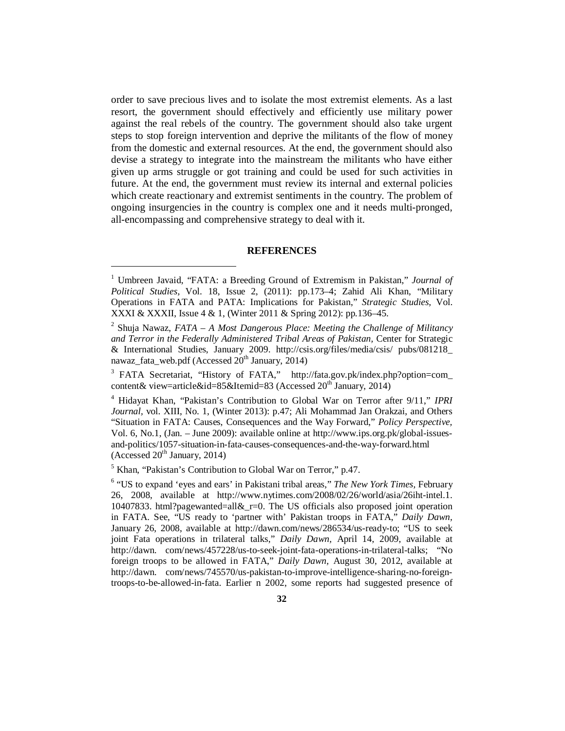order to save precious lives and to isolate the most extremist elements. As a last resort, the government should effectively and efficiently use military power against the real rebels of the country. The government should also take urgent steps to stop foreign intervention and deprive the militants of the flow of money from the domestic and external resources. At the end, the government should also devise a strategy to integrate into the mainstream the militants who have either given up arms struggle or got training and could be used for such activities in future. At the end, the government must review its internal and external policies which create reactionary and extremist sentiments in the country. The problem of ongoing insurgencies in the country is complex one and it needs multi-pronged, all-encompassing and comprehensive strategy to deal with it.

## REFERENCES

[1] Umbreen Javaid, "FATA: a Breeding Ground of Extremism in Pakistan," *Journal of Political Studies*, Vol. 18, Issue 2, (2011): pp.173–4; Zahid Ali Khan, "Military Operations in FATA and PATA: Implications for Pakistan," *Strategic Studies,* Vol. XXXI & XXXII, Issue 4 & 1, (Winter 2011 & Spring 2012): pp.136–45.

[2] Shuja Nawaz, *FATA – A Most Dangerous Place: Meeting the Challenge of Militancy and Terror in the Federally Administered Tribal Areas of Pakistan,* Center for Strategic & International Studies, January 2009. http://csis.org/files/media/csis/ pubs/081218_ nawaz_fata_web.pdf (Accessed 20th January, 2014)

[3] FATA Secretariat, "History of FATA," http://fata.gov.pk/index.php?option=com_ content& view=article&id=85&Itemid=83 (Accessed 20th January, 2014)

[4] Hidayat Khan, "Pakistan's Contribution to Global War on Terror after 9/11," *IPRI Journal,* vol. XIII, No. 1, (Winter 2013): p.47; Ali Mohammad Jan Orakzai, and Others "Situation in FATA: Causes, Consequences and the Way Forward," *Policy Perspective,* Vol. 6, No.1, (Jan. – June 2009): available online at http://www.ips.org.pk/global-issues-and-politics/1057-situation-in-fata-causes-consequences-and-the-way-forward.html (Accessed 20th January, 2014)

[5] Khan, "Pakistan's Contribution to Global War on Terror," p.47.

[6] "US to expand 'eyes and ears' in Pakistani tribal areas," *The New York Times,* February 26, 2008, available at http://www.nytimes.com/2008/02/26/world/asia/26iht-intel.1. 10407833. html?pagewanted=all&_r=0. The US officials also proposed joint operation in FATA. See, "US ready to 'partner with' Pakistan troops in FATA," *Daily Dawn,* January 26, 2008, available at http://dawn.com/news/286534/us-ready-to; "US to seek joint Fata operations in trilateral talks," *Daily Dawn,* April 14, 2009, available at http://dawn. com/news/457228/us-to-seek-joint-fata-operations-in-trilateral-talks; "No foreign troops to be allowed in FATA," *Daily Dawn,* August 30, 2012, available at http://dawn. com/news/745570/us-pakistan-to-improve-intelligence-sharing-no-foreign-troops-to-be-allowed-in-fata. Earlier n 2002, some reports had suggested presence of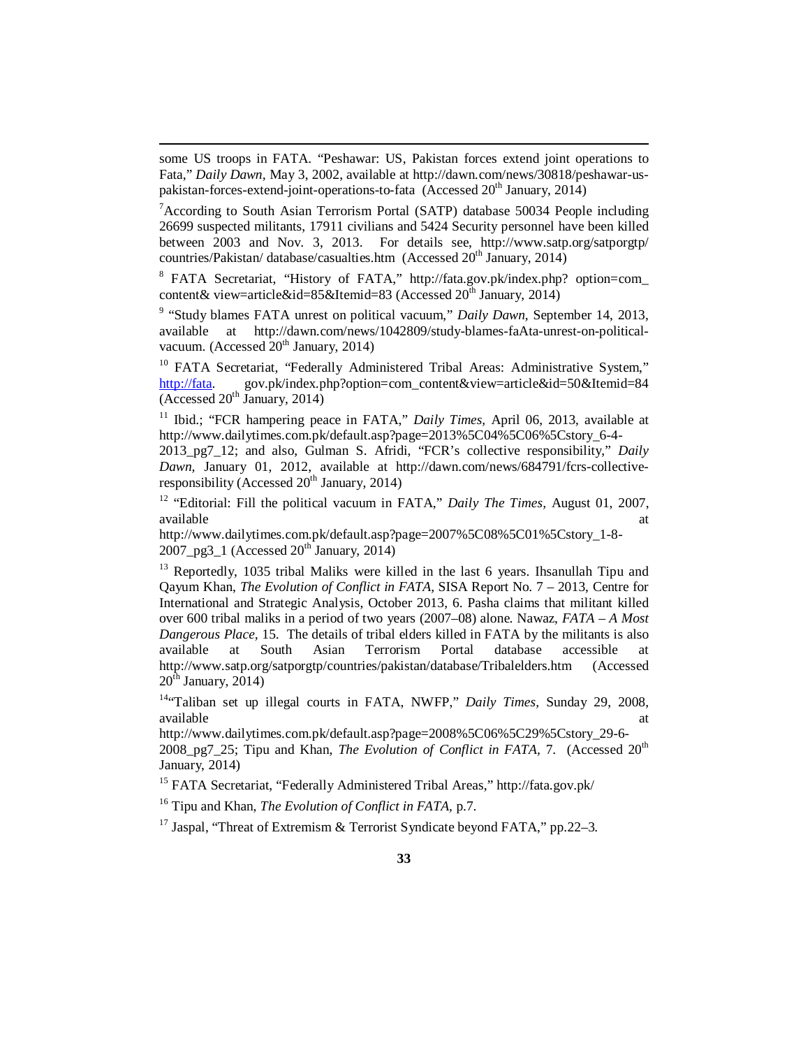some US troops in FATA. "Peshawar: US, Pakistan forces extend joint operations to Fata," *Daily Dawn*, May 3, 2002, available at http://dawn.com/news/30818/peshawar-us-pakistan-forces-extend-joint-operations-to-fata (Accessed 20th January, 2014)

[7] According to South Asian Terrorism Portal (SATP) database 50034 People including 26699 suspected militants, 17911 civilians and 5424 Security personnel have been killed between 2003 and Nov. 3, 2013. For details see, http://www.satp.org/satporgtp/countries/Pakistan/ database/casualties.htm (Accessed 20th January, 2014)

[8] FATA Secretariat, "History of FATA," http://fata.gov.pk/index.php? option=com_content& view=article&id=85&Itemid=83 (Accessed 20th January, 2014)

[9] "Study blames FATA unrest on political vacuum," *Daily Dawn*, September 14, 2013, available at http://dawn.com/news/1042809/study-blames-faAta-unrest-on-political-vacuum. (Accessed 20th January, 2014)

[10] FATA Secretariat, "Federally Administered Tribal Areas: Administrative System," http://fata. gov.pk/index.php?option=com_content&view=article&id=50&Itemid=84 (Accessed 20th January, 2014)

[11] Ibid.; "FCR hampering peace in FATA," *Daily Times*, April 06, 2013, available at http://www.dailytimes.com.pk/default.asp?page=2013%5C04%5C06%5Cstory_6-4-2013_pg7_12; and also, Gulman S. Afridi, "FCR's collective responsibility," *Daily Dawn*, January 01, 2012, available at http://dawn.com/news/684791/fcrs-collective-responsibility (Accessed 20th January, 2014)

[12] "Editorial: Fill the political vacuum in FATA," *Daily The Times*, August 01, 2007, available at http://www.dailytimes.com.pk/default.asp?page=2007%5C08%5C01%5Cstory_1-8-2007_pg3_1 (Accessed 20th January, 2014)

[13] Reportedly, 1035 tribal Maliks were killed in the last 6 years. Ihsanullah Tipu and Qayum Khan, *The Evolution of Conflict in FATA*, SISA Report No. 7 – 2013, Centre for International and Strategic Analysis, October 2013, 6. Pasha claims that militant killed over 600 tribal maliks in a period of two years (2007–08) alone. Nawaz, *FATA – A Most Dangerous Place*, 15. The details of tribal elders killed in FATA by the militants is also available at South Asian Terrorism Portal database accessible at http://www.satp.org/satporgtp/countries/pakistan/database/Tribalelders.htm (Accessed 20th January, 2014)

[14] "Taliban set up illegal courts in FATA, NWFP," *Daily Times*, Sunday 29, 2008, available at http://www.dailytimes.com.pk/default.asp?page=2008%5C06%5C29%5Cstory_29-6-2008_pg7_25; Tipu and Khan, *The Evolution of Conflict in FATA*, 7. (Accessed 20th January, 2014)

[15] FATA Secretariat, "Federally Administered Tribal Areas," http://fata.gov.pk/

[16] Tipu and Khan, *The Evolution of Conflict in FATA*, p.7.

[17] Jaspal, "Threat of Extremism & Terrorist Syndicate beyond FATA," pp.22–3.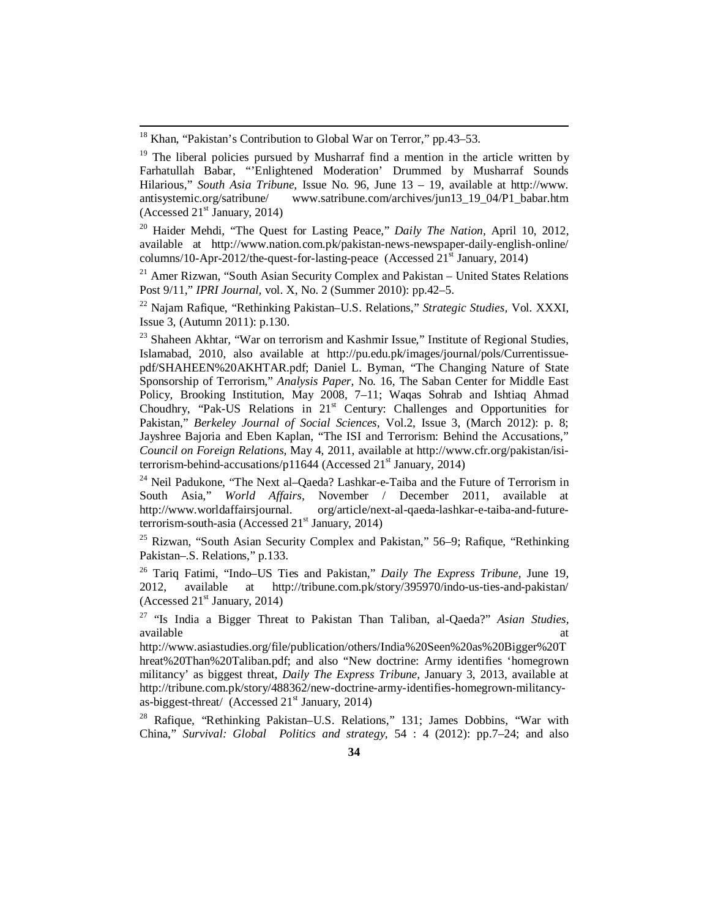[18] Khan, "Pakistan's Contribution to Global War on Terror," pp.43–53.

[19] The liberal policies pursued by Musharraf find a mention in the article written by Farhatullah Babar, "'Enlightened Moderation' Drummed by Musharraf Sounds Hilarious," *South Asia Tribune,* Issue No. 96, June 13 – 19, available at http://www. antisystemic.org/satribune/ www.satribune.com/archives/jun13_19_04/P1_babar.htm (Accessed 21st January, 2014)

[20] Haider Mehdi, "The Quest for Lasting Peace," *Daily The Nation*, April 10, 2012, available at http://www.nation.com.pk/pakistan-news-newspaper-daily-english-online/ columns/10-Apr-2012/the-quest-for-lasting-peace (Accessed 21st January, 2014)

[21] Amer Rizwan, "South Asian Security Complex and Pakistan – United States Relations Post 9/11," *IPRI Journal,* vol. X, No. 2 (Summer 2010): pp.42–5.

[22] Najam Rafique, "Rethinking Pakistan–U.S. Relations," *Strategic Studies,* Vol. XXXI, Issue 3, (Autumn 2011): p.130.

[23] Shaheen Akhtar, "War on terrorism and Kashmir Issue," Institute of Regional Studies, Islamabad, 2010, also available at http://pu.edu.pk/images/journal/pols/Currentissue-pdf/SHAHEEN%20AKHTAR.pdf; Daniel L. Byman, "The Changing Nature of State Sponsorship of Terrorism," *Analysis Paper,* No. 16, The Saban Center for Middle East Policy, Brooking Institution, May 2008, 7–11; Waqas Sohrab and Ishtiaq Ahmad Choudhry, "Pak-US Relations in 21st Century: Challenges and Opportunities for Pakistan," *Berkeley Journal of Social Sciences*, Vol.2, Issue 3, (March 2012): p. 8; Jayshree Bajoria and Eben Kaplan, "The ISI and Terrorism: Behind the Accusations," *Council on Foreign Relations*, May 4, 2011, available at http://www.cfr.org/pakistan/isi-terrorism-behind-accusations/p11644 (Accessed 21st January, 2014)

[24] Neil Padukone, "The Next al–Qaeda? Lashkar-e-Taiba and the Future of Terrorism in South Asia," *World Affairs*, November / December 2011, available at http://www.worldaffairsjournal. org/article/next-al-qaeda-lashkar-e-taiba-and-future-terrorism-south-asia (Accessed 21st January, 2014)

[25] Rizwan, "South Asian Security Complex and Pakistan," 56–9; Rafique, "Rethinking Pakistan–.S. Relations," p.133.

[26] Tariq Fatimi, "Indo–US Ties and Pakistan," *Daily The Express Tribune*, June 19, 2012, available at http://tribune.com.pk/story/395970/indo-us-ties-and-pakistan/ (Accessed 21st January, 2014)

[27] "Is India a Bigger Threat to Pakistan Than Taliban, al-Qaeda?" *Asian Studies,* available at http://www.asiastudies.org/file/publication/others/India%20Seen%20as%20Bigger%20Threat%20Than%20Taliban.pdf; and also "New doctrine: Army identifies 'homegrown militancy' as biggest threat, *Daily The Express Tribune*, January 3, 2013, available at http://tribune.com.pk/story/488362/new-doctrine-army-identifies-homegrown-militancy-as-biggest-threat/ (Accessed 21st January, 2014)

[28] Rafique, "Rethinking Pakistan–U.S. Relations," 131; James Dobbins, "War with China," *Survival: Global Politics and strategy,* 54 : 4 (2012): pp.7–24; and also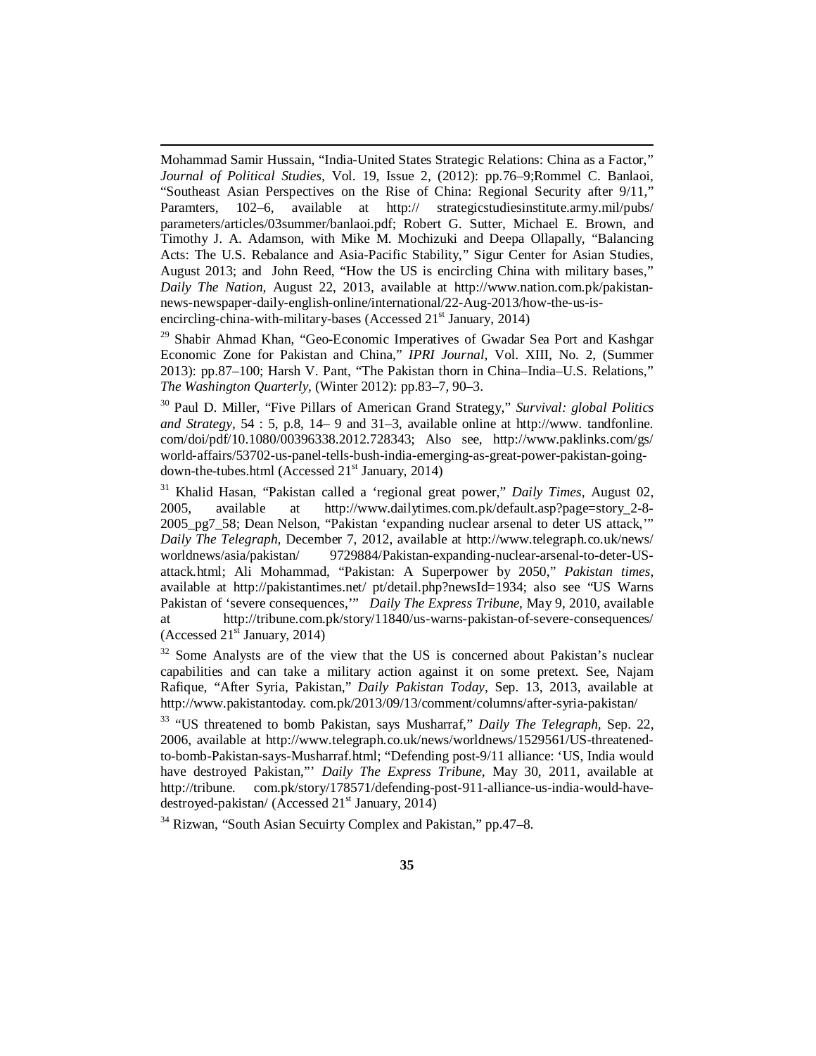Mohammad Samir Hussain, "India-United States Strategic Relations: China as a Factor," *Journal of Political Studies,* Vol. 19, Issue 2, (2012): pp.76–9;Rommel C. Banlaoi, "Southeast Asian Perspectives on the Rise of China: Regional Security after 9/11," Paramters, 102–6, available at http:// strategicstudiesinstitute.army.mil/pubs/ parameters/articles/03summer/banlaoi.pdf; Robert G. Sutter, Michael E. Brown, and Timothy J. A. Adamson, with Mike M. Mochizuki and Deepa Ollapally, "Balancing Acts: The U.S. Rebalance and Asia-Pacific Stability," Sigur Center for Asian Studies, August 2013; and John Reed, "How the US is encircling China with military bases," *Daily The Nation,* August 22, 2013, available at http://www.nation.com.pk/pakistan-news-newspaper-daily-english-online/international/22-Aug-2013/how-the-us-is-encircling-china-with-military-bases (Accessed 21st January, 2014)

[29] Shabir Ahmad Khan, "Geo-Economic Imperatives of Gwadar Sea Port and Kashgar Economic Zone for Pakistan and China," *IPRI Journal,* Vol. XIII, No. 2, (Summer 2013): pp.87–100; Harsh V. Pant, "The Pakistan thorn in China–India–U.S. Relations," *The Washington Quarterly,* (Winter 2012): pp.83–7, 90–3.

[30] Paul D. Miller, "Five Pillars of American Grand Strategy," *Survival: global Politics and Strategy,* 54 : 5, p.8, 14– 9 and 31–3, available online at http://www. tandfonline. com/doi/pdf/10.1080/00396338.2012.728343; Also see, http://www.paklinks.com/gs/ world-affairs/53702-us-panel-tells-bush-india-emerging-as-great-power-pakistan-going-down-the-tubes.html (Accessed 21st January, 2014)

[31] Khalid Hasan, "Pakistan called a 'regional great power," *Daily Times,* August 02, 2005, available at http://www.dailytimes.com.pk/default.asp?page=story_2-8-2005_pg7_58; Dean Nelson, "Pakistan 'expanding nuclear arsenal to deter US attack,'" *Daily The Telegraph*, December 7, 2012, available at http://www.telegraph.co.uk/news/ worldnews/asia/pakistan/ 9729884/Pakistan-expanding-nuclear-arsenal-to-deter-US-attack.html; Ali Mohammad, "Pakistan: A Superpower by 2050," *Pakistan times,* available at http://pakistantimes.net/ pt/detail.php?newsId=1934; also see "US Warns Pakistan of 'severe consequences,'" *Daily The Express Tribune*, May 9, 2010, available at http://tribune.com.pk/story/11840/us-warns-pakistan-of-severe-consequences/ (Accessed 21st January, 2014)

[32] Some Analysts are of the view that the US is concerned about Pakistan's nuclear capabilities and can take a military action against it on some pretext. See, Najam Rafique, "After Syria, Pakistan," *Daily Pakistan Today,* Sep. 13, 2013, available at http://www.pakistantoday. com.pk/2013/09/13/comment/columns/after-syria-pakistan/

[33] "US threatened to bomb Pakistan, says Musharraf," *Daily The Telegraph*, Sep. 22, 2006, available at http://www.telegraph.co.uk/news/worldnews/1529561/US-threatened-to-bomb-Pakistan-says-Musharraf.html; "Defending post-9/11 alliance: 'US, India would have destroyed Pakistan,"' *Daily The Express Tribune*, May 30, 2011, available at http://tribune. com.pk/story/178571/defending-post-911-alliance-us-india-would-have-destroyed-pakistan/ (Accessed 21st January, 2014)

[34] Rizwan, "South Asian Secuirty Complex and Pakistan," pp.47–8.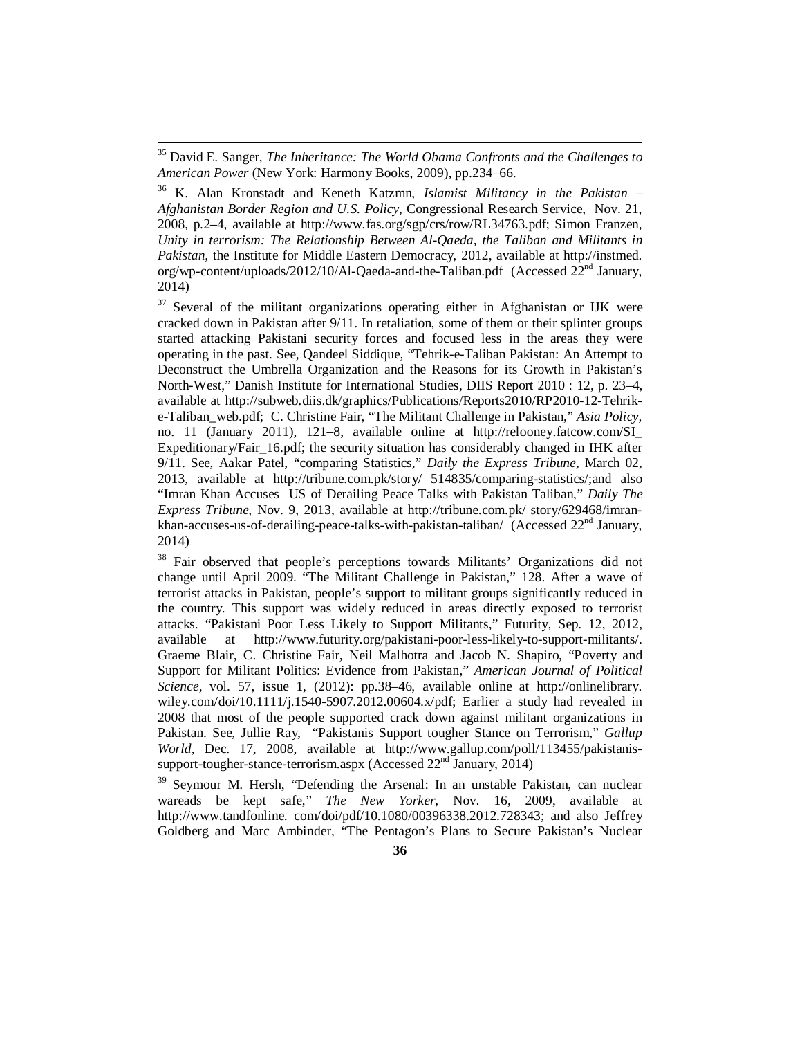[35] David E. Sanger, *The Inheritance: The World Obama Confronts and the Challenges to American Power* (New York: Harmony Books, 2009), pp.234–66.

[36] K. Alan Kronstadt and Keneth Katzmn, *Islamist Militancy in the Pakistan – Afghanistan Border Region and U.S. Policy*, Congressional Research Service, Nov. 21, 2008, p.2–4, available at http://www.fas.org/sgp/crs/row/RL34763.pdf; Simon Franzen, *Unity in terrorism: The Relationship Between Al-Qaeda, the Taliban and Militants in Pakistan*, the Institute for Middle Eastern Democracy, 2012, available at http://instmed.org/wp-content/uploads/2012/10/Al-Qaeda-and-the-Taliban.pdf (Accessed 22nd January, 2014)

[37] Several of the militant organizations operating either in Afghanistan or IJK were cracked down in Pakistan after 9/11. In retaliation, some of them or their splinter groups started attacking Pakistani security forces and focused less in the areas they were operating in the past. See, Qandeel Siddique, "Tehrik-e-Taliban Pakistan: An Attempt to Deconstruct the Umbrella Organization and the Reasons for its Growth in Pakistan's North-West," Danish Institute for International Studies, DIIS Report 2010 : 12, p. 23–4, available at http://subweb.diis.dk/graphics/Publications/Reports2010/RP2010-12-Tehrik-e-Taliban_web.pdf; C. Christine Fair, "The Militant Challenge in Pakistan," *Asia Policy*, no. 11 (January 2011), 121–8, available online at http://relooney.fatcow.com/SI_Expeditionary/Fair_16.pdf; the security situation has considerably changed in IHK after 9/11. See, Aakar Patel, "comparing Statistics," *Daily the Express Tribune*, March 02, 2013, available at http://tribune.com.pk/story/ 514835/comparing-statistics/;and also "Imran Khan Accuses US of Derailing Peace Talks with Pakistan Taliban," *Daily The Express Tribune*, Nov. 9, 2013, available at http://tribune.com.pk/ story/629468/imran-khan-accuses-us-of-derailing-peace-talks-with-pakistan-taliban/ (Accessed 22nd January, 2014)

[38] Fair observed that people's perceptions towards Militants' Organizations did not change until April 2009. "The Militant Challenge in Pakistan," 128. After a wave of terrorist attacks in Pakistan, people's support to militant groups significantly reduced in the country. This support was widely reduced in areas directly exposed to terrorist attacks. "Pakistani Poor Less Likely to Support Militants," Futurity, Sep. 12, 2012, available at http://www.futurity.org/pakistani-poor-less-likely-to-support-militants/. Graeme Blair, C. Christine Fair, Neil Malhotra and Jacob N. Shapiro, "Poverty and Support for Militant Politics: Evidence from Pakistan," *American Journal of Political Science*, vol. 57, issue 1, (2012): pp.38–46, available online at http://onlinelibrary.wiley.com/doi/10.1111/j.1540-5907.2012.00604.x/pdf; Earlier a study had revealed in 2008 that most of the people supported crack down against militant organizations in Pakistan. See, Jullie Ray, "Pakistanis Support tougher Stance on Terrorism," *Gallup World*, Dec. 17, 2008, available at http://www.gallup.com/poll/113455/pakistanis-support-tougher-stance-terrorism.aspx (Accessed 22nd January, 2014)

[39] Seymour M. Hersh, "Defending the Arsenal: In an unstable Pakistan, can nuclear wareads be kept safe," *The New Yorker*, Nov. 16, 2009, available at http://www.tandfonline. com/doi/pdf/10.1080/00396338.2012.728343; and also Jeffrey Goldberg and Marc Ambinder, "The Pentagon's Plans to Secure Pakistan's Nuclear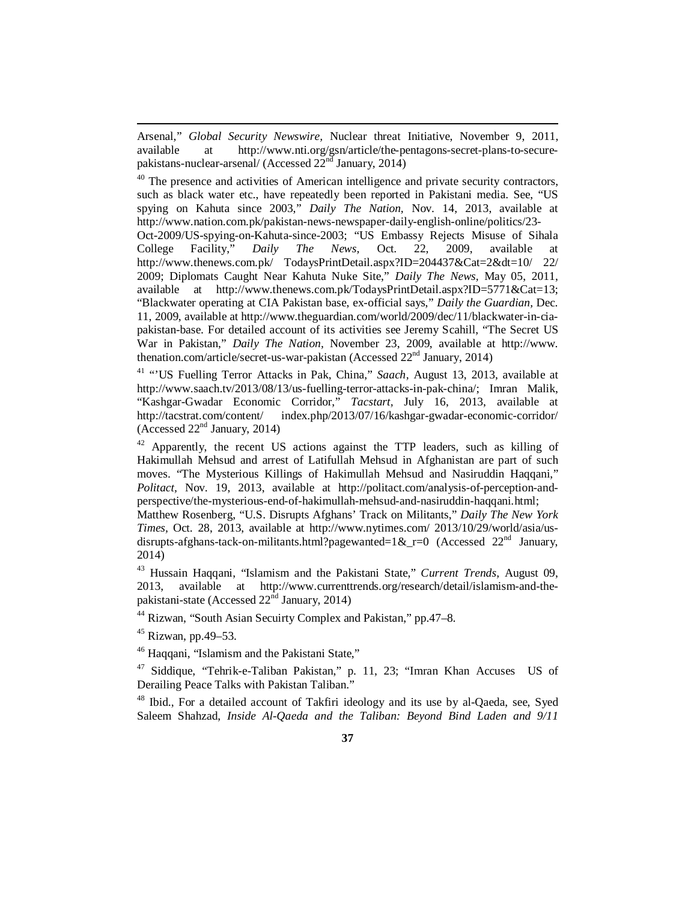Arsenal," *Global Security Newswire*, Nuclear threat Initiative, November 9, 2011, available at http://www.nti.org/gsn/article/the-pentagons-secret-plans-to-secure-pakistans-nuclear-arsenal/ (Accessed 22nd January, 2014)

[40] The presence and activities of American intelligence and private security contractors, such as black water etc., have repeatedly been reported in Pakistani media. See, "US spying on Kahuta since 2003," *Daily The Nation*, Nov. 14, 2013, available at http://www.nation.com.pk/pakistan-news-newspaper-daily-english-online/politics/23-Oct-2009/US-spying-on-Kahuta-since-2003; "US Embassy Rejects Misuse of Sihala College Facility," *Daily The News*, Oct. 22, 2009, available at http://www.thenews.com.pk/ TodaysPrintDetail.aspx?ID=204437&Cat=2&dt=10/ 22/ 2009; Diplomats Caught Near Kahuta Nuke Site," *Daily The News*, May 05, 2011, available at http://www.thenews.com.pk/TodaysPrintDetail.aspx?ID=5771&Cat=13; "Blackwater operating at CIA Pakistan base, ex-official says," *Daily the Guardian*, Dec. 11, 2009, available at http://www.theguardian.com/world/2009/dec/11/blackwater-in-cia-pakistan-base. For detailed account of its activities see Jeremy Scahill, "The Secret US War in Pakistan," *Daily The Nation*, November 23, 2009, available at http://www. thenation.com/article/secret-us-war-pakistan (Accessed 22nd January, 2014)

[41] "'US Fuelling Terror Attacks in Pak, China," *Saach*, August 13, 2013, available at http://www.saach.tv/2013/08/13/us-fuelling-terror-attacks-in-pak-china/; Imran Malik, "Kashgar-Gwadar Economic Corridor," *Tacstart*, July 16, 2013, available at http://tacstrat.com/content/ index.php/2013/07/16/kashgar-gwadar-economic-corridor/ (Accessed 22nd January, 2014)

[42] Apparently, the recent US actions against the TTP leaders, such as killing of Hakimullah Mehsud and arrest of Latifullah Mehsud in Afghanistan are part of such moves. "The Mysterious Killings of Hakimullah Mehsud and Nasiruddin Haqqani," *Politact*, Nov. 19, 2013, available at http://politact.com/analysis-of-perception-and-perspective/the-mysterious-end-of-hakimullah-mehsud-and-nasiruddin-haqqani.html; Matthew Rosenberg, "U.S. Disrupts Afghans' Track on Militants," *Daily The New York Times*, Oct. 28, 2013, available at http://www.nytimes.com/ 2013/10/29/world/asia/us-disrupts-afghans-tack-on-militants.html?pagewanted=1&_r=0 (Accessed 22nd January, 2014)

[43] Hussain Haqqani, "Islamism and the Pakistani State," *Current Trends*, August 09, 2013, available at http://www.currenttrends.org/research/detail/islamism-and-the-pakistani-state (Accessed 22nd January, 2014)

[44] Rizwan, "South Asian Secuirty Complex and Pakistan," pp.47–8.

[45] Rizwan, pp.49–53.

[46] Haqqani, "Islamism and the Pakistani State,"

[47] Siddique, "Tehrik-e-Taliban Pakistan," p. 11, 23; "Imran Khan Accuses US of Derailing Peace Talks with Pakistan Taliban."

[48] Ibid., For a detailed account of Takfiri ideology and its use by al-Qaeda, see, Syed Saleem Shahzad, *Inside Al-Qaeda and the Taliban: Beyond Bind Laden and 9/11*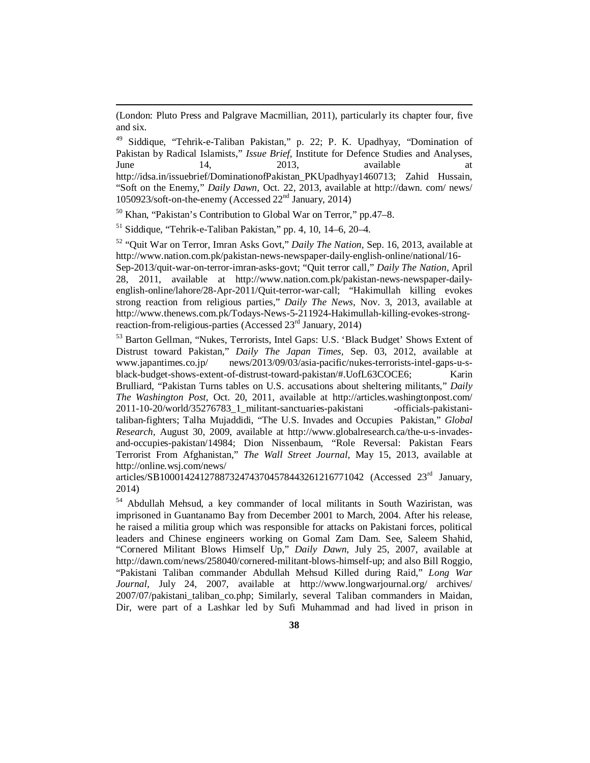(London: Pluto Press and Palgrave Macmillian, 2011), particularly its chapter four, five and six.

[49] Siddique, "Tehrik-e-Taliban Pakistan," p. 22; P. K. Upadhyay, "Domination of Pakistan by Radical Islamists," *Issue Brief*, Institute for Defence Studies and Analyses, June 14, 2013, available at http://idsa.in/issuebrief/DominationofPakistan_PKUpadhyay1460713; Zahid Hussain, "Soft on the Enemy," *Daily Dawn*, Oct. 22, 2013, available at http://dawn. com/ news/ 1050923/soft-on-the-enemy (Accessed 22nd January, 2014)

[50] Khan, "Pakistan's Contribution to Global War on Terror," pp.47–8.

[51] Siddique, "Tehrik-e-Taliban Pakistan," pp. 4, 10, 14–6, 20–4.

[52] "Quit War on Terror, Imran Asks Govt," *Daily The Nation*, Sep. 16, 2013, available at http://www.nation.com.pk/pakistan-news-newspaper-daily-english-online/national/16-Sep-2013/quit-war-on-terror-imran-asks-govt; "Quit terror call," *Daily The Nation*, April 28, 2011, available at http://www.nation.com.pk/pakistan-news-newspaper-daily-english-online/lahore/28-Apr-2011/Quit-terror-war-call; "Hakimullah killing evokes strong reaction from religious parties," *Daily The News*, Nov. 3, 2013, available at http://www.thenews.com.pk/Todays-News-5-211924-Hakimullah-killing-evokes-strong-reaction-from-religious-parties (Accessed 23rd January, 2014)

[53] Barton Gellman, "Nukes, Terrorists, Intel Gaps: U.S. 'Black Budget' Shows Extent of Distrust toward Pakistan," *Daily The Japan Times*, Sep. 03, 2012, available at www.japantimes.co.jp/ news/2013/09/03/asia-pacific/nukes-terrorists-intel-gaps-u-s-black-budget-shows-extent-of-distrust-toward-pakistan/#.UofL63COCE6; Karin Brulliard, "Pakistan Turns tables on U.S. accusations about sheltering militants," *Daily The Washington Post*, Oct. 20, 2011, available at http://articles.washingtonpost.com/ 2011-10-20/world/35276783_1_militant-sanctuaries-pakistani -officials-pakistani-taliban-fighters; Talha Mujaddidi, "The U.S. Invades and Occupies Pakistan," *Global Research,* August 30, 2009, available at http://www.globalresearch.ca/the-u-s-invades-and-occupies-pakistan/14984; Dion Nissenbaum, "Role Reversal: Pakistan Fears Terrorist From Afghanistan," *The Wall Street Journal*, May 15, 2013, available at http://online.wsj.com/news/ articles/SB10001424127887324743704578443261216771042 (Accessed 23rd January, 2014)

[54] Abdullah Mehsud, a key commander of local militants in South Waziristan, was imprisoned in Guantanamo Bay from December 2001 to March, 2004. After his release, he raised a militia group which was responsible for attacks on Pakistani forces, political leaders and Chinese engineers working on Gomal Zam Dam. See, Saleem Shahid, "Cornered Militant Blows Himself Up," *Daily Dawn,* July 25, 2007, available at http://dawn.com/news/258040/cornered-militant-blows-himself-up; and also Bill Roggio, "Pakistani Taliban commander Abdullah Mehsud Killed during Raid," *Long War Journal,* July 24, 2007, available at http://www.longwarjournal.org/ archives/ 2007/07/pakistani_taliban_co.php; Similarly, several Taliban commanders in Maidan, Dir, were part of a Lashkar led by Sufi Muhammad and had lived in prison in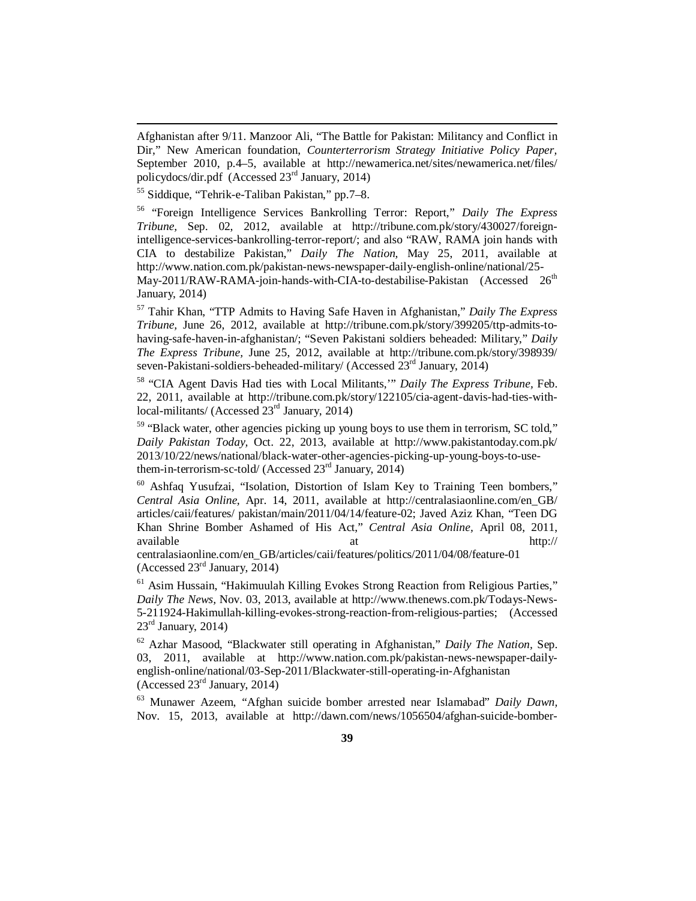Afghanistan after 9/11. Manzoor Ali, "The Battle for Pakistan: Militancy and Conflict in Dir," New American foundation, *Counterterrorism Strategy Initiative Policy Paper*, September 2010, p.4–5, available at http://newamerica.net/sites/newamerica.net/files/policydocs/dir.pdf (Accessed 23rd January, 2014)

[55] Siddique, "Tehrik-e-Taliban Pakistan," pp.7–8.

[56] "Foreign Intelligence Services Bankrolling Terror: Report," *Daily The Express Tribune*, Sep. 02, 2012, available at http://tribune.com.pk/story/430027/foreign-intelligence-services-bankrolling-terror-report/; and also "RAW, RAMA join hands with CIA to destabilize Pakistan," *Daily The Nation*, May 25, 2011, available at http://www.nation.com.pk/pakistan-news-newspaper-daily-english-online/national/25-May-2011/RAW-RAMA-join-hands-with-CIA-to-destabilise-Pakistan (Accessed 26th January, 2014)

[57] Tahir Khan, "TTP Admits to Having Safe Haven in Afghanistan," *Daily The Express Tribune*, June 26, 2012, available at http://tribune.com.pk/story/399205/ttp-admits-to-having-safe-haven-in-afghanistan/; "Seven Pakistani soldiers beheaded: Military," *Daily The Express Tribune*, June 25, 2012, available at http://tribune.com.pk/story/398939/seven-Pakistani-soldiers-beheaded-military/ (Accessed 23rd January, 2014)

[58] "CIA Agent Davis Had ties with Local Militants,'" *Daily The Express Tribune*, Feb. 22, 2011, available at http://tribune.com.pk/story/122105/cia-agent-davis-had-ties-with-local-militants/ (Accessed 23rd January, 2014)

[59] "Black water, other agencies picking up young boys to use them in terrorism, SC told," *Daily Pakistan Today*, Oct. 22, 2013, available at http://www.pakistantoday.com.pk/2013/10/22/news/national/black-water-other-agencies-picking-up-young-boys-to-use-them-in-terrorism-sc-told/ (Accessed 23rd January, 2014)

[60] Ashfaq Yusufzai, "Isolation, Distortion of Islam Key to Training Teen bombers," *Central Asia Online*, Apr. 14, 2011, available at http://centralasiaonline.com/en_GB/articles/caii/features/ pakistan/main/2011/04/14/feature-02; Javed Aziz Khan, "Teen DG Khan Shrine Bomber Ashamed of His Act," *Central Asia Online*, April 08, 2011, available at http://centralasiaonline.com/en_GB/articles/caii/features/politics/2011/04/08/feature-01 (Accessed 23rd January, 2014)

[61] Asim Hussain, "Hakimuulah Killing Evokes Strong Reaction from Religious Parties," *Daily The News*, Nov. 03, 2013, available at http://www.thenews.com.pk/Todays-News-5-211924-Hakimullah-killing-evokes-strong-reaction-from-religious-parties; (Accessed 23rd January, 2014)

[62] Azhar Masood, "Blackwater still operating in Afghanistan," *Daily The Nation*, Sep. 03, 2011, available at http://www.nation.com.pk/pakistan-news-newspaper-daily-english-online/national/03-Sep-2011/Blackwater-still-operating-in-Afghanistan (Accessed 23rd January, 2014)

[63] Munawer Azeem, "Afghan suicide bomber arrested near Islamabad" *Daily Dawn*, Nov. 15, 2013, available at http://dawn.com/news/1056504/afghan-suicide-bomber-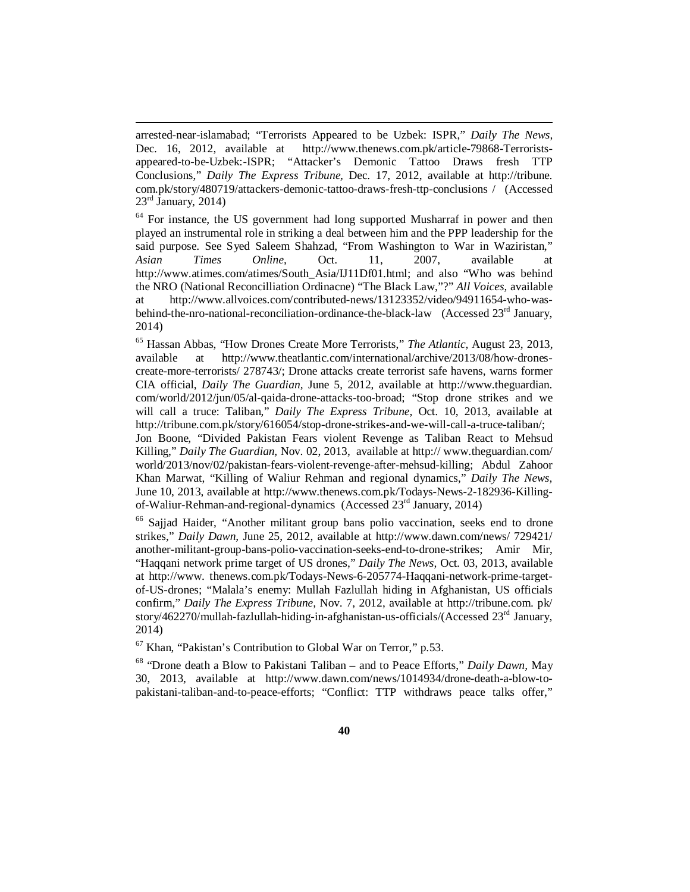arrested-near-islamabad; "Terrorists Appeared to be Uzbek: ISPR," *Daily The News,* Dec. 16, 2012, available at http://www.thenews.com.pk/article-79868-Terrorists-appeared-to-be-Uzbek:-ISPR; "Attacker's Demonic Tattoo Draws fresh TTP Conclusions," *Daily The Express Tribune,* Dec. 17, 2012, available at http://tribune.com.pk/story/480719/attackers-demonic-tattoo-draws-fresh-ttp-conclusions / (Accessed 23rd January, 2014)

[64] For instance, the US government had long supported Musharraf in power and then played an instrumental role in striking a deal between him and the PPP leadership for the said purpose. See Syed Saleem Shahzad, "From Washington to War in Waziristan," *Asian Times Online,* Oct. 11, 2007, available at http://www.atimes.com/atimes/South_Asia/IJ11Df01.html; and also "Who was behind the NRO (National Reconcilliation Ordinacne) "The Black Law,"?" *All Voices,* available at http://www.allvoices.com/contributed-news/13123352/video/94911654-who-was-behind-the-nro-national-reconciliation-ordinance-the-black-law (Accessed 23rd January, 2014)

[65] Hassan Abbas, "How Drones Create More Terrorists," *The Atlantic,* August 23, 2013, available at http://www.theatlantic.com/international/archive/2013/08/how-drones-create-more-terrorists/ 278743/; Drone attacks create terrorist safe havens, warns former CIA official, *Daily The Guardian,* June 5, 2012, available at http://www.theguardian.com/world/2012/jun/05/al-qaida-drone-attacks-too-broad; "Stop drone strikes and we will call a truce: Taliban," *Daily The Express Tribune,* Oct. 10, 2013, available at http://tribune.com.pk/story/616054/stop-drone-strikes-and-we-will-call-a-truce-taliban/; Jon Boone, "Divided Pakistan Fears violent Revenge as Taliban React to Mehsud Killing," *Daily The Guardian,* Nov. 02, 2013, available at http:// www.theguardian.com/ world/2013/nov/02/pakistan-fears-violent-revenge-after-mehsud-killing; Abdul Zahoor Khan Marwat, "Killing of Waliur Rehman and regional dynamics," *Daily The News,* June 10, 2013, available at http://www.thenews.com.pk/Todays-News-2-182936-Killing-of-Waliur-Rehman-and-regional-dynamics (Accessed 23rd January, 2014)

[66] Sajjad Haider, "Another militant group bans polio vaccination, seeks end to drone strikes," *Daily Dawn,* June 25, 2012, available at http://www.dawn.com/news/ 729421/ another-militant-group-bans-polio-vaccination-seeks-end-to-drone-strikes; Amir Mir, "Haqqani network prime target of US drones," *Daily The News,* Oct. 03, 2013, available at http://www. thenews.com.pk/Todays-News-6-205774-Haqqani-network-prime-target-of-US-drones; "Malala's enemy: Mullah Fazlullah hiding in Afghanistan, US officials confirm," *Daily The Express Tribune,* Nov. 7, 2012, available at http://tribune.com. pk/ story/462270/mullah-fazlullah-hiding-in-afghanistan-us-officials/(Accessed 23rd January, 2014)

[67] Khan, "Pakistan's Contribution to Global War on Terror," p.53.

[68] "Drone death a Blow to Pakistani Taliban – and to Peace Efforts," *Daily Dawn,* May 30, 2013, available at http://www.dawn.com/news/1014934/drone-death-a-blow-to-pakistani-taliban-and-to-peace-efforts; "Conflict: TTP withdraws peace talks offer,"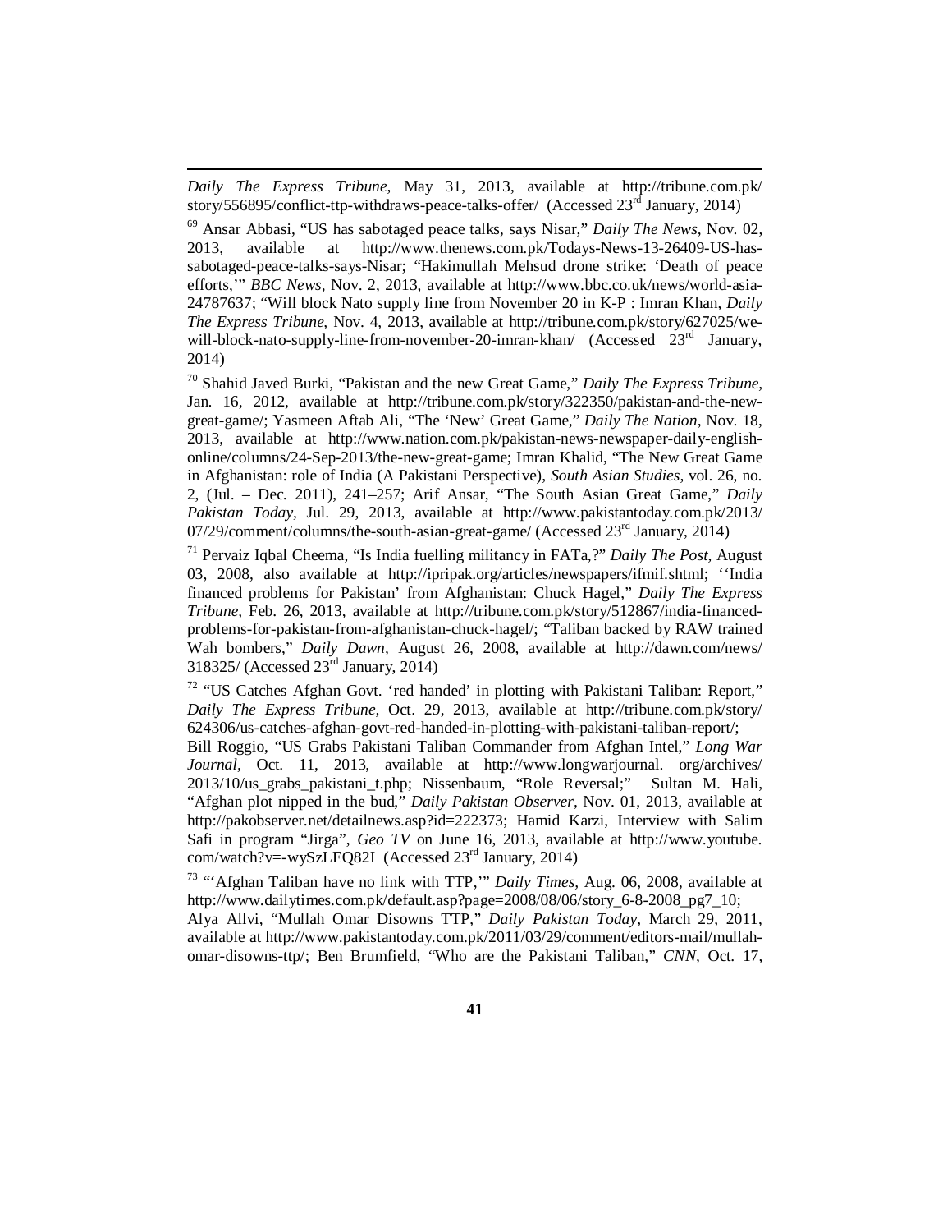*Daily The Express Tribune,* May 31, 2013, available at http://tribune.com.pk/story/556895/conflict-ttp-withdraws-peace-talks-offer/ (Accessed 23rd January, 2014)

[69] Ansar Abbasi, "US has sabotaged peace talks, says Nisar," *Daily The News,* Nov. 02, 2013, available at http://www.thenews.com.pk/Todays-News-13-26409-US-has-sabotaged-peace-talks-says-Nisar; "Hakimullah Mehsud drone strike: 'Death of peace efforts,'" *BBC News,* Nov. 2, 2013, available at http://www.bbc.co.uk/news/world-asia-24787637; "Will block Nato supply line from November 20 in K-P : Imran Khan, *Daily The Express Tribune,* Nov. 4, 2013, available at http://tribune.com.pk/story/627025/we-will-block-nato-supply-line-from-november-20-imran-khan/ (Accessed 23rd January, 2014)

[70] Shahid Javed Burki, "Pakistan and the new Great Game," *Daily The Express Tribune,* Jan. 16, 2012, available at http://tribune.com.pk/story/322350/pakistan-and-the-new-great-game/; Yasmeen Aftab Ali, "The 'New' Great Game," *Daily The Nation,* Nov. 18, 2013, available at http://www.nation.com.pk/pakistan-news-newspaper-daily-english-online/columns/24-Sep-2013/the-new-great-game; Imran Khalid, "The New Great Game in Afghanistan: role of India (A Pakistani Perspective), *South Asian Studies,* vol. 26, no. 2, (Jul. – Dec. 2011), 241–257; Arif Ansar, "The South Asian Great Game," *Daily Pakistan Today,* Jul. 29, 2013, available at http://www.pakistantoday.com.pk/2013/07/29/comment/columns/the-south-asian-great-game/ (Accessed 23rd January, 2014)

[71] Pervaiz Iqbal Cheema, "Is India fuelling militancy in FATa,?" *Daily The Post,* August 03, 2008, also available at http://ipripak.org/articles/newspapers/ifmif.shtml; ''India financed problems for Pakistan' from Afghanistan: Chuck Hagel," *Daily The Express Tribune,* Feb. 26, 2013, available at http://tribune.com.pk/story/512867/india-financed-problems-for-pakistan-from-afghanistan-chuck-hagel/; "Taliban backed by RAW trained Wah bombers," *Daily Dawn,* August 26, 2008, available at http://dawn.com/news/318325/ (Accessed 23rd January, 2014)

[72] "US Catches Afghan Govt. 'red handed' in plotting with Pakistani Taliban: Report," *Daily The Express Tribune,* Oct. 29, 2013, available at http://tribune.com.pk/story/624306/us-catches-afghan-govt-red-handed-in-plotting-with-pakistani-taliban-report/;
Bill Roggio, "US Grabs Pakistani Taliban Commander from Afghan Intel," *Long War Journal,* Oct. 11, 2013, available at http://www.longwarjournal. org/archives/2013/10/us_grabs_pakistani_t.php; Nissenbaum, "Role Reversal;" Sultan M. Hali, "Afghan plot nipped in the bud," *Daily Pakistan Observer,* Nov. 01, 2013, available at http://pakobserver.net/detailnews.asp?id=222373; Hamid Karzi, Interview with Salim Safi in program "Jirga", *Geo TV* on June 16, 2013, available at http://www.youtube.com/watch?v=-wySzLEQ82I (Accessed 23rd January, 2014)

[73] "'Afghan Taliban have no link with TTP,'" *Daily Times,* Aug. 06, 2008, available at http://www.dailytimes.com.pk/default.asp?page=2008/08/06/story_6-8-2008_pg7_10;
Alya Allvi, "Mullah Omar Disowns TTP," *Daily Pakistan Today,* March 29, 2011, available at http://www.pakistantoday.com.pk/2011/03/29/comment/editors-mail/mullah-omar-disowns-ttp/; Ben Brumfield, "Who are the Pakistani Taliban," *CNN,* Oct. 17,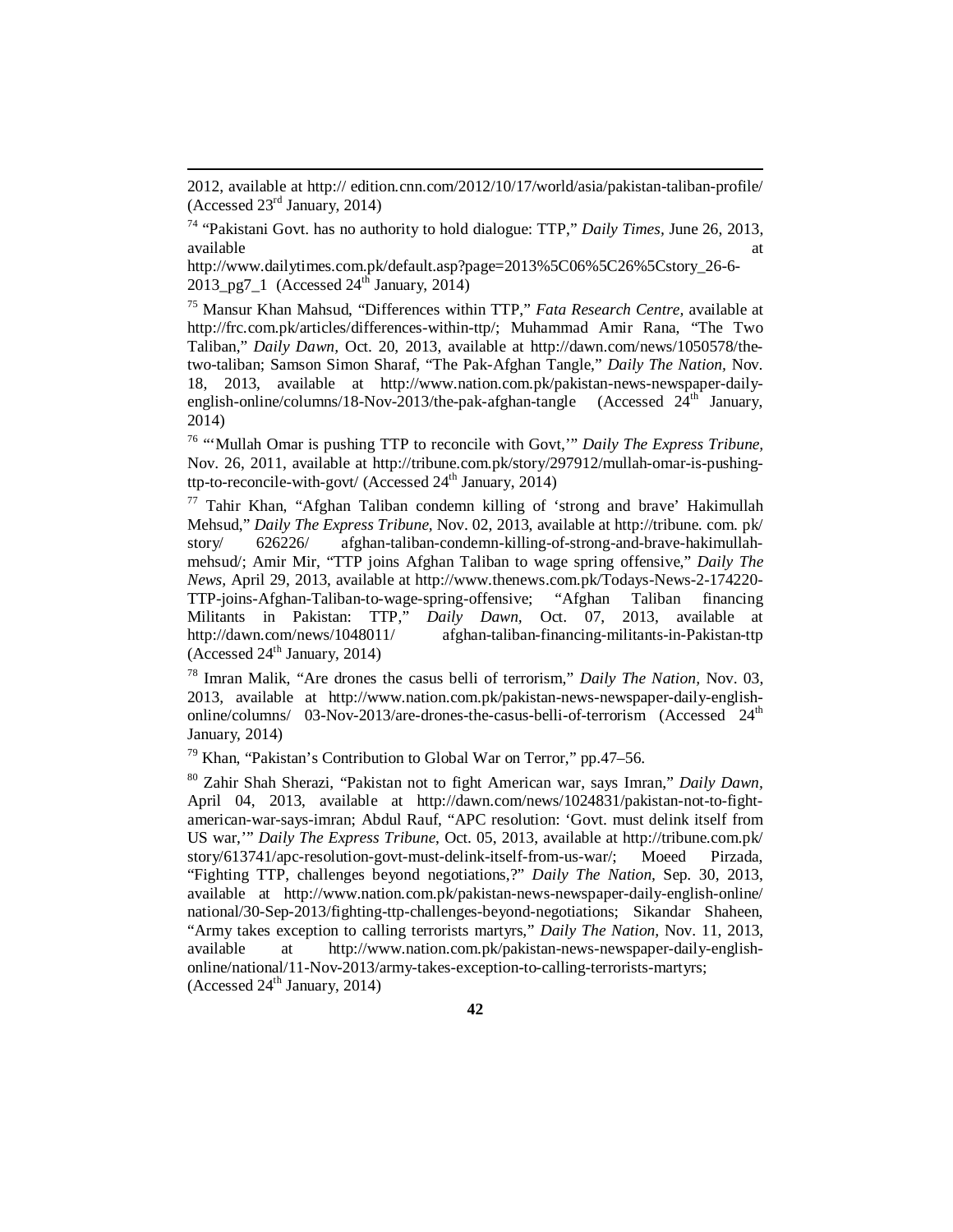2012, available at http:// edition.cnn.com/2012/10/17/world/asia/pakistan-taliban-profile/ (Accessed 23rd January, 2014)

[74] "Pakistani Govt. has no authority to hold dialogue: TTP," *Daily Times*, June 26, 2013, available at http://www.dailytimes.com.pk/default.asp?page=2013%5C06%5C26%5Cstory_26-6-2013_pg7_1 (Accessed 24th January, 2014)

[75] Mansur Khan Mahsud, "Differences within TTP," *Fata Research Centre*, available at http://frc.com.pk/articles/differences-within-ttp/; Muhammad Amir Rana, "The Two Taliban," *Daily Dawn*, Oct. 20, 2013, available at http://dawn.com/news/1050578/the-two-taliban; Samson Simon Sharaf, "The Pak-Afghan Tangle," *Daily The Nation*, Nov. 18, 2013, available at http://www.nation.com.pk/pakistan-news-newspaper-daily-english-online/columns/18-Nov-2013/the-pak-afghan-tangle (Accessed 24th January, 2014)

[76] "'Mullah Omar is pushing TTP to reconcile with Govt,'" *Daily The Express Tribune*, Nov. 26, 2011, available at http://tribune.com.pk/story/297912/mullah-omar-is-pushing-ttp-to-reconcile-with-govt/ (Accessed 24th January, 2014)

[77] Tahir Khan, "Afghan Taliban condemn killing of 'strong and brave' Hakimullah Mehsud," *Daily The Express Tribune*, Nov. 02, 2013, available at http://tribune. com. pk/ story/ 626226/ afghan-taliban-condemn-killing-of-strong-and-brave-hakimullah-mehsud/; Amir Mir, "TTP joins Afghan Taliban to wage spring offensive," *Daily The News*, April 29, 2013, available at http://www.thenews.com.pk/Todays-News-2-174220-TTP-joins-Afghan-Taliban-to-wage-spring-offensive; "Afghan Taliban financing Militants in Pakistan: TTP," *Daily Dawn*, Oct. 07, 2013, available at http://dawn.com/news/1048011/ afghan-taliban-financing-militants-in-Pakistan-ttp (Accessed 24th January, 2014)

[78] Imran Malik, "Are drones the casus belli of terrorism," *Daily The Nation*, Nov. 03, 2013, available at http://www.nation.com.pk/pakistan-news-newspaper-daily-english-online/columns/ 03-Nov-2013/are-drones-the-casus-belli-of-terrorism (Accessed 24th January, 2014)

[79] Khan, "Pakistan's Contribution to Global War on Terror," pp.47–56.

[80] Zahir Shah Sherazi, "Pakistan not to fight American war, says Imran," *Daily Dawn*, April 04, 2013, available at http://dawn.com/news/1024831/pakistan-not-to-fight-american-war-says-imran; Abdul Rauf, "APC resolution: 'Govt. must delink itself from US war,'" *Daily The Express Tribune*, Oct. 05, 2013, available at http://tribune.com.pk/ story/613741/apc-resolution-govt-must-delink-itself-from-us-war/; Moeed Pirzada, "Fighting TTP, challenges beyond negotiations,?" *Daily The Nation*, Sep. 30, 2013, available at http://www.nation.com.pk/pakistan-news-newspaper-daily-english-online/ national/30-Sep-2013/fighting-ttp-challenges-beyond-negotiations; Sikandar Shaheen, "Army takes exception to calling terrorists martyrs," *Daily The Nation*, Nov. 11, 2013, available at http://www.nation.com.pk/pakistan-news-newspaper-daily-english-online/national/11-Nov-2013/army-takes-exception-to-calling-terrorists-martyrs; (Accessed 24th January, 2014)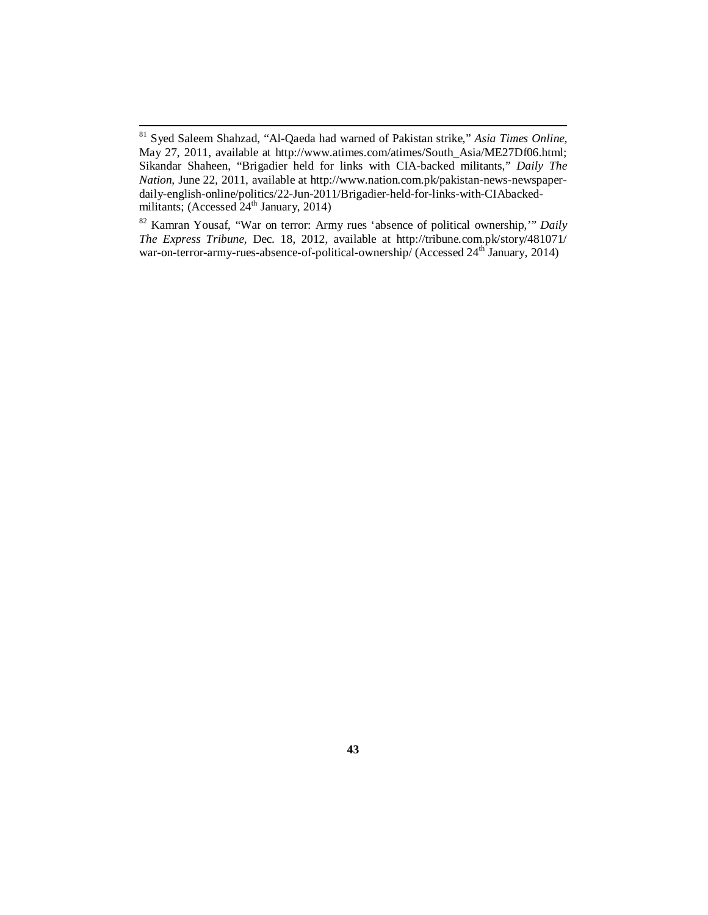[81] Syed Saleem Shahzad, "Al-Qaeda had warned of Pakistan strike," *Asia Times Online,* May 27, 2011, available at http://www.atimes.com/atimes/South_Asia/ME27Df06.html; Sikandar Shaheen, "Brigadier held for links with CIA-backed militants," *Daily The Nation,* June 22, 2011, available at http://www.nation.com.pk/pakistan-news-newspaper-daily-english-online/politics/22-Jun-2011/Brigadier-held-for-links-with-CIAbacked-militants; (Accessed 24th January, 2014)

[82] Kamran Yousaf, "War on terror: Army rues 'absence of political ownership,'" *Daily The Express Tribune,* Dec. 18, 2012, available at http://tribune.com.pk/story/481071/war-on-terror-army-rues-absence-of-political-ownership/ (Accessed 24th January, 2014)